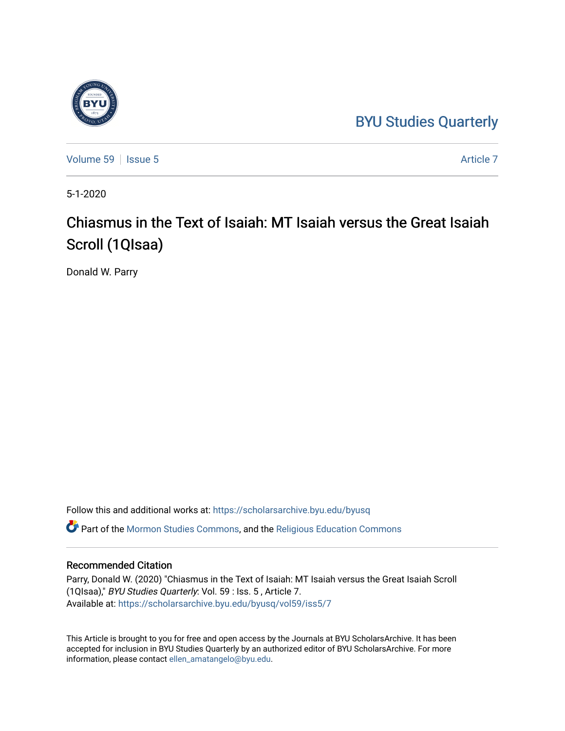BYU Studies Quarterly

Volume 59 | Issue 5 | Article 7

5-1-2020

# Chiasmus in the Text of Isaiah: MT Isaiah versus the Great Isaiah Scroll (1QIsaa)

Donald W. Parry

Follow this and additional works at: https://scholarsarchive.byu.edu/byusq

Part of the Mormon Studies Commons, and the Religious Education Commons

## Recommended Citation

Parry, Donald W. (2020) "Chiasmus in the Text of Isaiah: MT Isaiah versus the Great Isaiah Scroll (1QIsaa)," *BYU Studies Quarterly*: Vol. 59 : Iss. 5 , Article 7.
Available at: https://scholarsarchive.byu.edu/byusq/vol59/iss5/7

This Article is brought to you for free and open access by the Journals at BYU ScholarsArchive. It has been accepted for inclusion in BYU Studies Quarterly by an authorized editor of BYU ScholarsArchive. For more information, please contact ellen_amatangelo@byu.edu.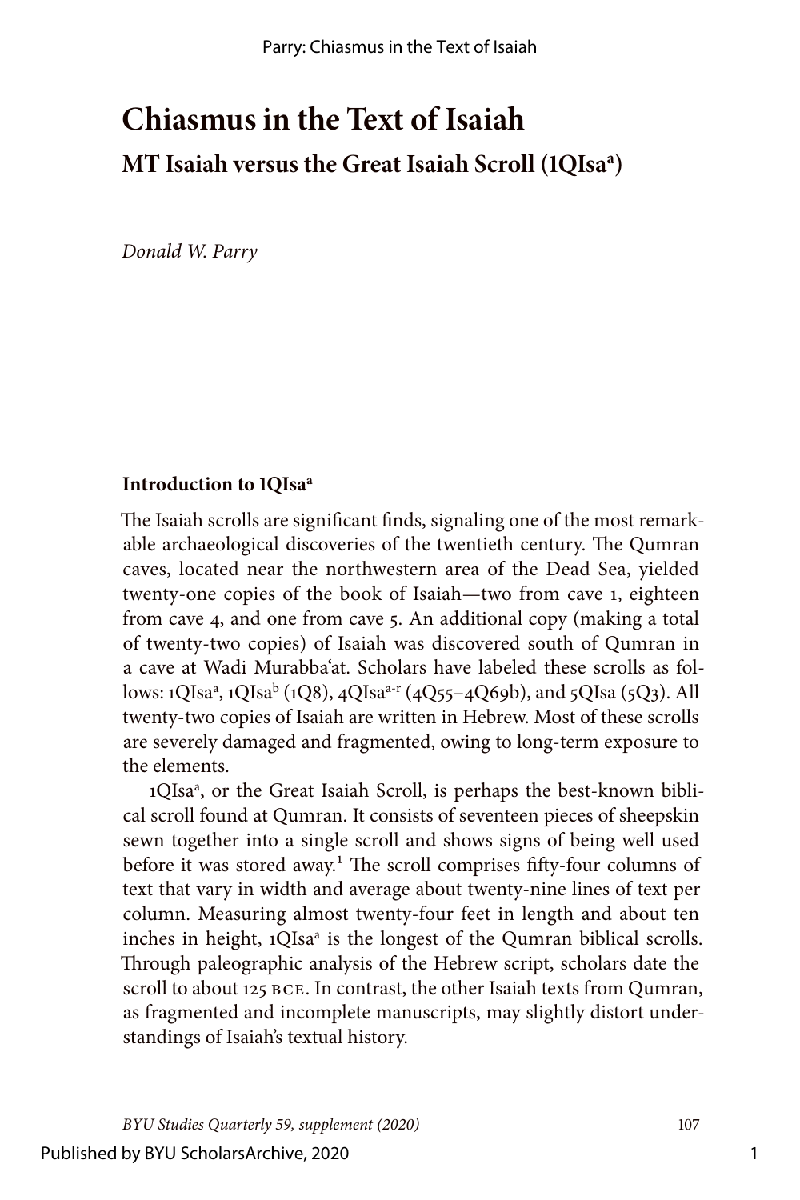# Chiasmus in the Text of Isaiah

## MT Isaiah versus the Great Isaiah Scroll (1QIsa[a])

*Donald W. Parry*

### Introduction to 1QIsa[a]

The Isaiah scrolls are significant finds, signaling one of the most remarkable archaeological discoveries of the twentieth century. The Qumran caves, located near the northwestern area of the Dead Sea, yielded twenty-one copies of the book of Isaiah—two from cave 1, eighteen from cave 4, and one from cave 5. An additional copy (making a total of twenty-two copies) of Isaiah was discovered south of Qumran in a cave at Wadi Murabbaʿat. Scholars have labeled these scrolls as follows: 1QIsa[a], 1QIsa[b] (1Q8), 4QIsa[a-r] (4Q55–4Q69b), and 5QIsa (5Q3). All twenty-two copies of Isaiah are written in Hebrew. Most of these scrolls are severely damaged and fragmented, owing to long-term exposure to the elements.

1QIsa[a], or the Great Isaiah Scroll, is perhaps the best-known biblical scroll found at Qumran. It consists of seventeen pieces of sheepskin sewn together into a single scroll and shows signs of being well used before it was stored away.[1] The scroll comprises fifty-four columns of text that vary in width and average about twenty-nine lines of text per column. Measuring almost twenty-four feet in length and about ten inches in height, 1QIsa[a] is the longest of the Qumran biblical scrolls. Through paleographic analysis of the Hebrew script, scholars date the scroll to about 125 BCE. In contrast, the other Isaiah texts from Qumran, as fragmented and incomplete manuscripts, may slightly distort understandings of Isaiah's textual history.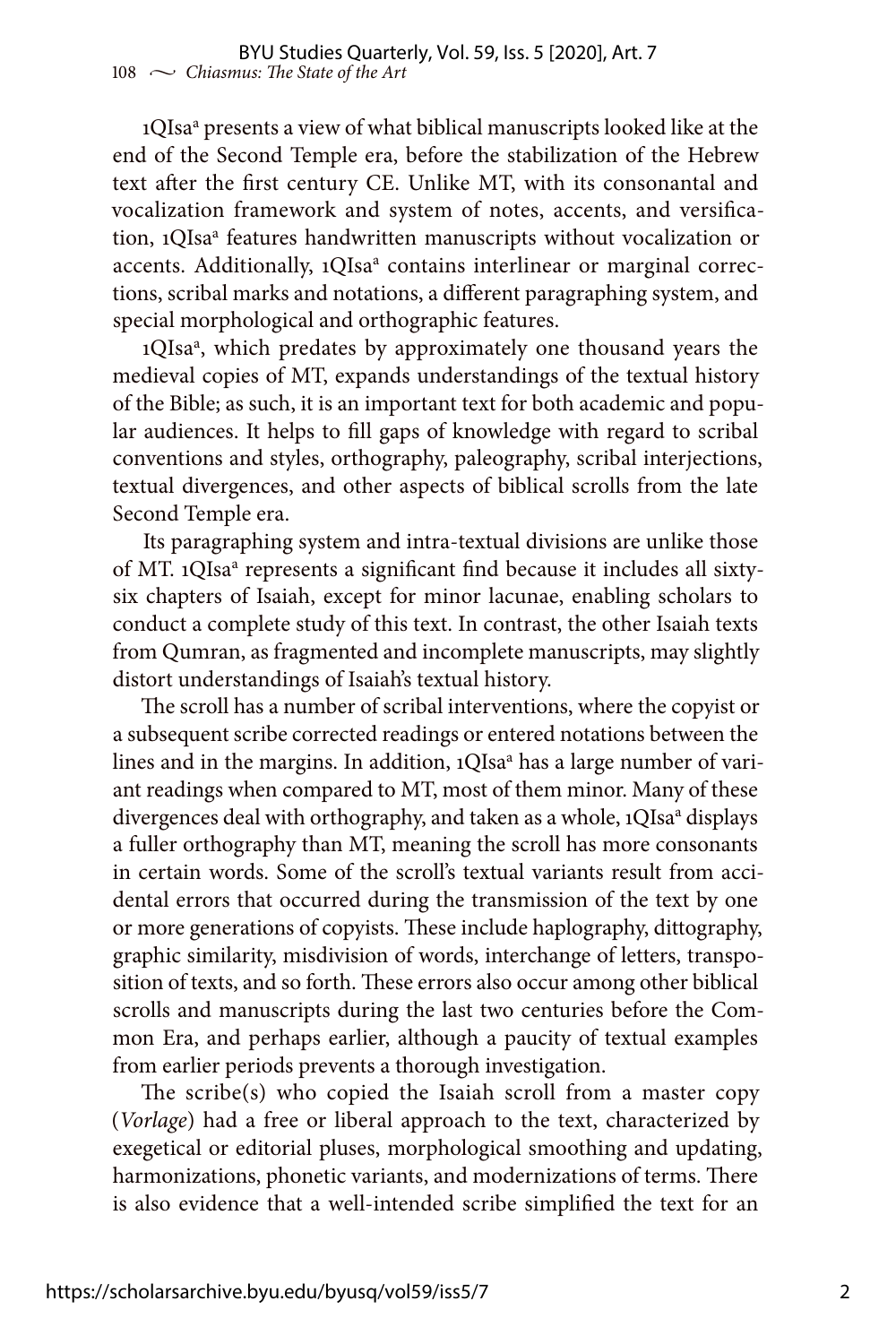1QIsa[a] presents a view of what biblical manuscripts looked like at the end of the Second Temple era, before the stabilization of the Hebrew text after the first century CE. Unlike MT, with its consonantal and vocalization framework and system of notes, accents, and versification, 1QIsa[a] features handwritten manuscripts without vocalization or accents. Additionally, 1QIsa[a] contains interlinear or marginal corrections, scribal marks and notations, a different paragraphing system, and special morphological and orthographic features.

1QIsa[a], which predates by approximately one thousand years the medieval copies of MT, expands understandings of the textual history of the Bible; as such, it is an important text for both academic and popular audiences. It helps to fill gaps of knowledge with regard to scribal conventions and styles, orthography, paleography, scribal interjections, textual divergences, and other aspects of biblical scrolls from the late Second Temple era.

Its paragraphing system and intra-textual divisions are unlike those of MT. 1QIsa[a] represents a significant find because it includes all sixty-six chapters of Isaiah, except for minor lacunae, enabling scholars to conduct a complete study of this text. In contrast, the other Isaiah texts from Qumran, as fragmented and incomplete manuscripts, may slightly distort understandings of Isaiah's textual history.

The scroll has a number of scribal interventions, where the copyist or a subsequent scribe corrected readings or entered notations between the lines and in the margins. In addition, 1QIsa[a] has a large number of variant readings when compared to MT, most of them minor. Many of these divergences deal with orthography, and taken as a whole, 1QIsa[a] displays a fuller orthography than MT, meaning the scroll has more consonants in certain words. Some of the scroll's textual variants result from accidental errors that occurred during the transmission of the text by one or more generations of copyists. These include haplography, dittography, graphic similarity, misdivision of words, interchange of letters, transposition of texts, and so forth. These errors also occur among other biblical scrolls and manuscripts during the last two centuries before the Common Era, and perhaps earlier, although a paucity of textual examples from earlier periods prevents a thorough investigation.

The scribe(s) who copied the Isaiah scroll from a master copy (*Vorlage*) had a free or liberal approach to the text, characterized by exegetical or editorial pluses, morphological smoothing and updating, harmonizations, phonetic variants, and modernizations of terms. There is also evidence that a well-intended scribe simplified the text for an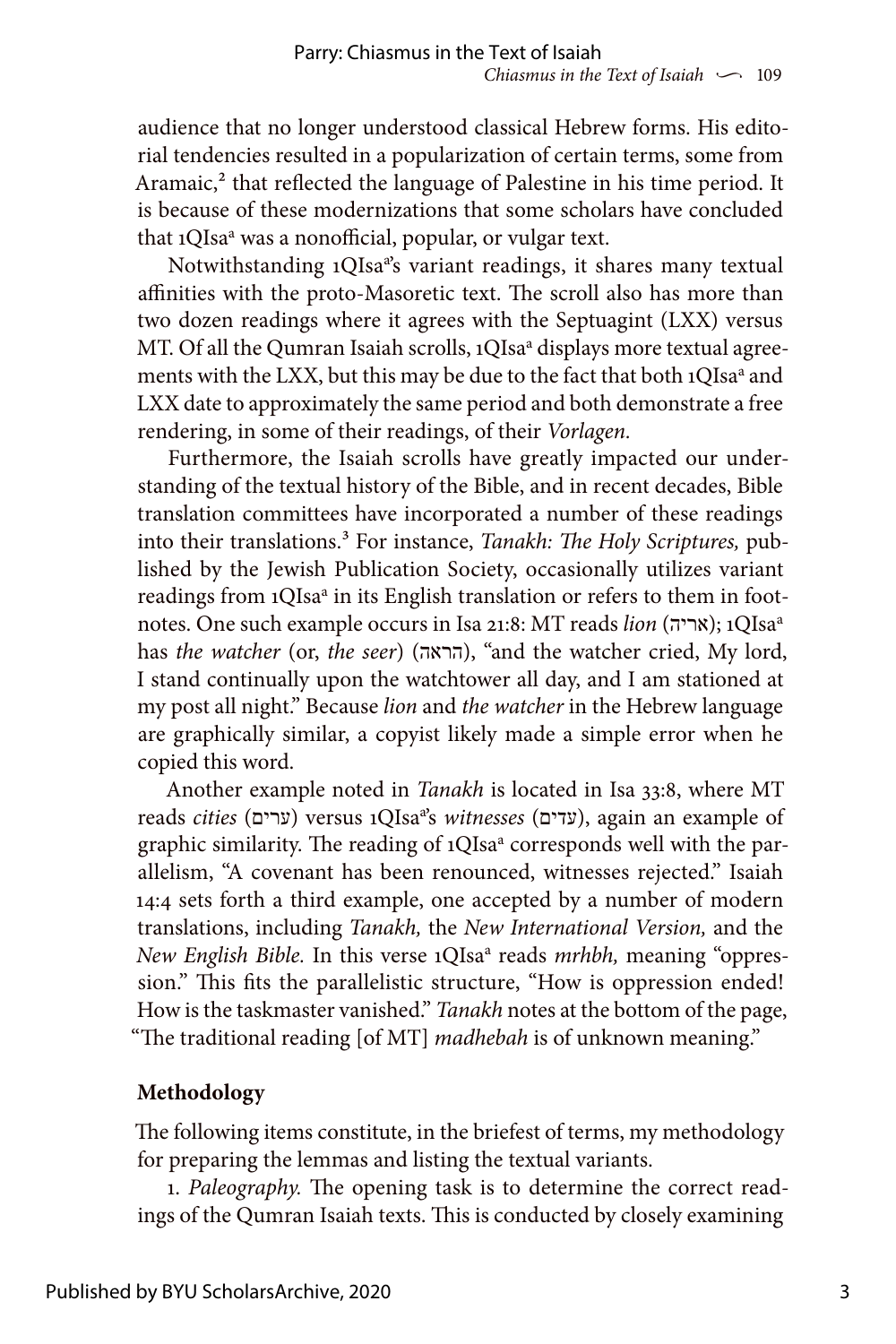audience that no longer understood classical Hebrew forms. His editorial tendencies resulted in a popularization of certain terms, some from Aramaic,[2] that reflected the language of Palestine in his time period. It is because of these modernizations that some scholars have concluded that 1QIsa[a] was a nonofficial, popular, or vulgar text.

Notwithstanding 1QIsa[a]'s variant readings, it shares many textual affinities with the proto-Masoretic text. The scroll also has more than two dozen readings where it agrees with the Septuagint (LXX) versus MT. Of all the Qumran Isaiah scrolls, 1QIsa[a] displays more textual agreements with the LXX, but this may be due to the fact that both 1QIsa[a] and LXX date to approximately the same period and both demonstrate a free rendering, in some of their readings, of their *Vorlagen*.

Furthermore, the Isaiah scrolls have greatly impacted our understanding of the textual history of the Bible, and in recent decades, Bible translation committees have incorporated a number of these readings into their translations.[3] For instance, *Tanakh: The Holy Scriptures,* published by the Jewish Publication Society, occasionally utilizes variant readings from 1QIsa[a] in its English translation or refers to them in footnotes. One such example occurs in Isa 21:8: MT reads *lion* (אריה); 1QIsa[a] has *the watcher* (or, *the seer*) (הראה), "and the watcher cried, My lord, I stand continually upon the watchtower all day, and I am stationed at my post all night." Because *lion* and *the watcher* in the Hebrew language are graphically similar, a copyist likely made a simple error when he copied this word.

Another example noted in *Tanakh* is located in Isa 33:8, where MT reads *cities* (ערים) versus 1QIsa[a]'s *witnesses* (עדים), again an example of graphic similarity. The reading of 1QIsa[a] corresponds well with the parallelism, "A covenant has been renounced, witnesses rejected." Isaiah 14:4 sets forth a third example, one accepted by a number of modern translations, including *Tanakh,* the *New International Version,* and the *New English Bible.* In this verse 1QIsa[a] reads *mrhbh,* meaning "oppression." This fits the parallelistic structure, "How is oppression ended! How is the taskmaster vanished." *Tanakh* notes at the bottom of the page, "The traditional reading [of MT] *madhebah* is of unknown meaning."

## Methodology

The following items constitute, in the briefest of terms, my methodology for preparing the lemmas and listing the textual variants.

1. *Paleography.* The opening task is to determine the correct readings of the Qumran Isaiah texts. This is conducted by closely examining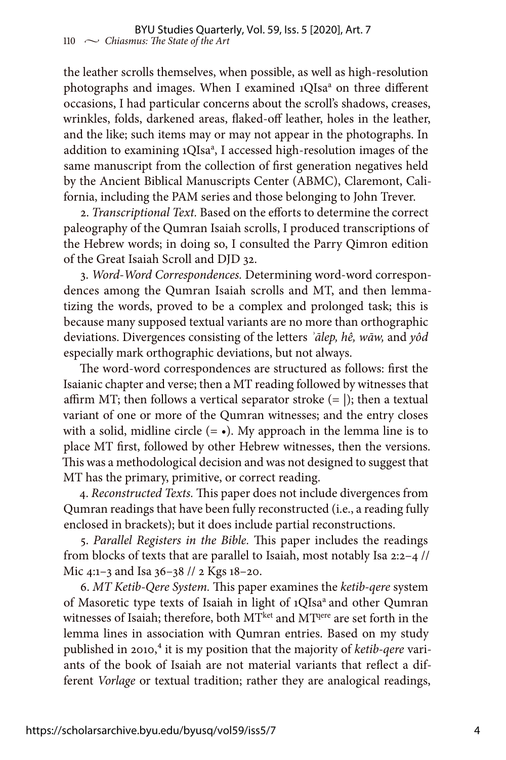the leather scrolls themselves, when possible, as well as high-resolution photographs and images. When I examined 1QIsa[a] on three different occasions, I had particular concerns about the scroll's shadows, creases, wrinkles, folds, darkened areas, flaked-off leather, holes in the leather, and the like; such items may or may not appear in the photographs. In addition to examining 1QIsa[a], I accessed high-resolution images of the same manuscript from the collection of first generation negatives held by the Ancient Biblical Manuscripts Center (ABMC), Claremont, California, including the PAM series and those belonging to John Trever.

2. *Transcriptional Text.* Based on the efforts to determine the correct paleography of the Qumran Isaiah scrolls, I produced transcriptions of the Hebrew words; in doing so, I consulted the Parry Qimron edition of the Great Isaiah Scroll and DJD 32.

3. *Word-Word Correspondences.* Determining word-word correspondences among the Qumran Isaiah scrolls and MT, and then lemmatizing the words, proved to be a complex and prolonged task; this is because many supposed textual variants are no more than orthographic deviations. Divergences consisting of the letters *ʾālep, hê, wāw,* and *yôd* especially mark orthographic deviations, but not always.

The word-word correspondences are structured as follows: first the Isaianic chapter and verse; then a MT reading followed by witnesses that affirm MT; then follows a vertical separator stroke (= |); then a textual variant of one or more of the Qumran witnesses; and the entry closes with a solid, midline circle (= •). My approach in the lemma line is to place MT first, followed by other Hebrew witnesses, then the versions. This was a methodological decision and was not designed to suggest that MT has the primary, primitive, or correct reading.

4. *Reconstructed Texts.* This paper does not include divergences from Qumran readings that have been fully reconstructed (i.e., a reading fully enclosed in brackets); but it does include partial reconstructions.

5. *Parallel Registers in the Bible.* This paper includes the readings from blocks of texts that are parallel to Isaiah, most notably Isa 2:2–4 // Mic 4:1–3 and Isa 36–38 // 2 Kgs 18–20.

6. *MT Ketib-Qere System.* This paper examines the *ketib-qere* system of Masoretic type texts of Isaiah in light of 1QIsa[a] and other Qumran witnesses of Isaiah; therefore, both MT[ket] and MT[qere] are set forth in the lemma lines in association with Qumran entries. Based on my study published in 2010,[4] it is my position that the majority of *ketib-qere* variants of the book of Isaiah are not material variants that reflect a different *Vorlage* or textual tradition; rather they are analogical readings,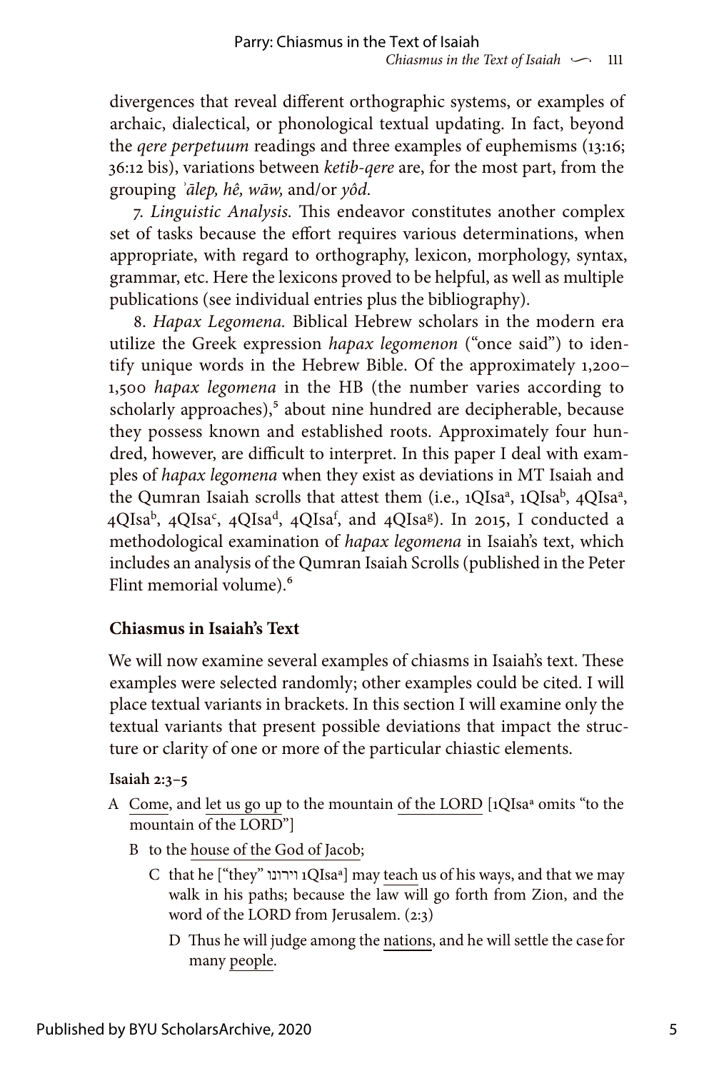divergences that reveal different orthographic systems, or examples of archaic, dialectical, or phonological textual updating. In fact, beyond the *qere perpetuum* readings and three examples of euphemisms (13:16; 36:12 bis), variations between *ketib-qere* are, for the most part, from the grouping *ʾālep, hê, wāw,* and/or *yôd*.

7. *Linguistic Analysis.* This endeavor constitutes another complex set of tasks because the effort requires various determinations, when appropriate, with regard to orthography, lexicon, morphology, syntax, grammar, etc. Here the lexicons proved to be helpful, as well as multiple publications (see individual entries plus the bibliography).

8. *Hapax Legomena.* Biblical Hebrew scholars in the modern era utilize the Greek expression *hapax legomenon* ("once said") to identify unique words in the Hebrew Bible. Of the approximately 1,200–1,500 *hapax legomena* in the HB (the number varies according to scholarly approaches),[5] about nine hundred are decipherable, because they possess known and established roots. Approximately four hundred, however, are difficult to interpret. In this paper I deal with examples of *hapax legomena* when they exist as deviations in MT Isaiah and the Qumran Isaiah scrolls that attest them (i.e., 1QIsa[a], 1QIsa[b], 4QIsa[a], 4QIsa[b], 4QIsa[c], 4QIsa[d], 4QIsa[f], and 4QIsa[g]). In 2015, I conducted a methodological examination of *hapax legomena* in Isaiah's text, which includes an analysis of the Qumran Isaiah Scrolls (published in the Peter Flint memorial volume).[6]

## Chiasmus in Isaiah's Text

We will now examine several examples of chiasms in Isaiah's text. These examples were selected randomly; other examples could be cited. I will place textual variants in brackets. In this section I will examine only the textual variants that present possible deviations that impact the structure or clarity of one or more of the particular chiastic elements.

**Isaiah 2:3–5**

A <u>Come</u>, and <u>let us go up</u> to the mountain <u>of the LORD</u> [1QIsa[a] omits "to the mountain of the LORD"]

  B to the <u>house of the God of Jacob</u>;

    C that he ["they" וירונו 1QIsa[a]] may <u>teach</u> us of his ways, and that we may walk in his paths; because the law will go forth from Zion, and the word of the LORD from Jerusalem. (2:3)

      D Thus he will judge among the <u>nations</u>, and he will settle the case for many <u>people</u>.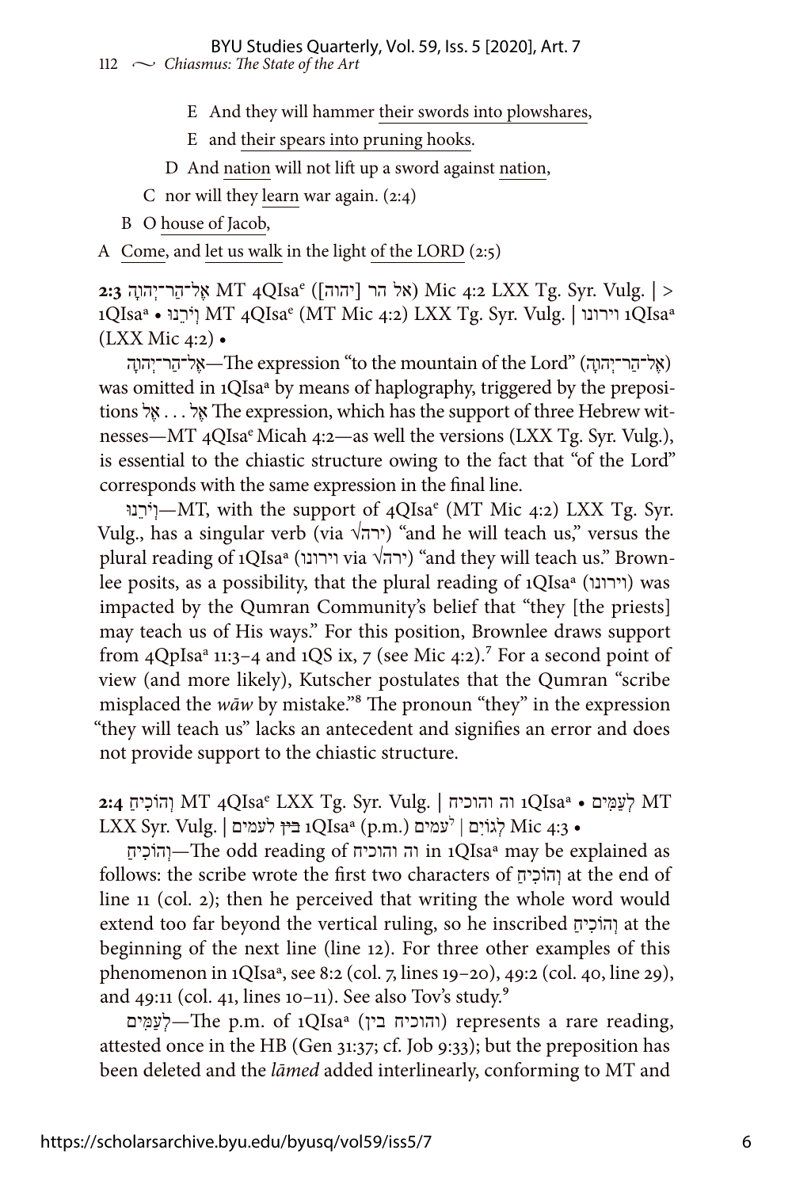E And they will hammer their swords into plowshares,

E and their spears into pruning hooks.

D And nation will not lift up a sword against nation,

C nor will they learn war again. (2:4)

B O house of Jacob,

A Come, and let us walk in the light of the LORD (2:5)

**2:3** אֶל־הַר־יְהוָה MT 4QIsa[e] (אל הר [יהוה]) Mic 4:2 LXX Tg. Syr. Vulg. | > 1QIsa[a] • וְיֹרֵנוּ MT 4QIsa[e] (MT Mic 4:2) LXX Tg. Syr. Vulg. | וירונו 1QIsa[a] (LXX Mic 4:2) •

אֶל־הַר־יְהוָה—The expression "to the mountain of the Lord" (אֶל־הַר־יְהוָה) was omitted in 1QIsa[a] by means of haplography, triggered by the prepositions אֶל . . . אֶל. The expression, which has the support of three Hebrew witnesses—MT 4QIsa[e] Micah 4:2—as well the versions (LXX Tg. Syr. Vulg.), is essential to the chiastic structure owing to the fact that "of the Lord" corresponds with the same expression in the final line.

וְיֹרֵנוּ—MT, with the support of 4QIsa[e] (MT Mic 4:2) LXX Tg. Syr. Vulg., has a singular verb (via √ירה) "and he will teach us," versus the plural reading of 1QIsa[a] (וירונו via √ירה) "and they will teach us." Brownlee posits, as a possibility, that the plural reading of 1QIsa[a] (וירונו) was impacted by the Qumran Community's belief that "they [the priests] may teach us of His ways." For this position, Brownlee draws support from 4QpIsa[a] 11:3–4 and 1QS ix, 7 (see Mic 4:2).[7] For a second point of view (and more likely), Kutscher postulates that the Qumran "scribe misplaced the *wāw* by mistake."[8] The pronoun "they" in the expression "they will teach us" lacks an antecedent and signifies an error and does not provide support to the chiastic structure.

**2:4** וְהוֹכִיחַ MT 4QIsa[e] LXX Tg. Syr. Vulg. | וה והוכיח 1QIsa[a] • לְעַמִּים MT LXX Syr. Vulg. | בין לעמים 1QIsa[a] (p.m.) עמים | לְגוֹיִם Mic 4:3 •

וְהוֹכִיחַ—The odd reading of וה והוכיח in 1QIsa[a] may be explained as follows: the scribe wrote the first two characters of וְהוֹכִיחַ at the end of line 11 (col. 2); then he perceived that writing the whole word would extend too far beyond the vertical ruling, so he inscribed וְהוֹכִיחַ at the beginning of the next line (line 12). For three other examples of this phenomenon in 1QIsa[a], see 8:2 (col. 7, lines 19–20), 49:2 (col. 40, line 29), and 49:11 (col. 41, lines 10–11). See also Tov's study.[9]

לְעַמִּים—The p.m. of 1QIsa[a] (והוכיח בין) represents a rare reading, attested once in the HB (Gen 31:37; cf. Job 9:33); but the preposition has been deleted and the *lāmed* added interlinearly, conforming to MT and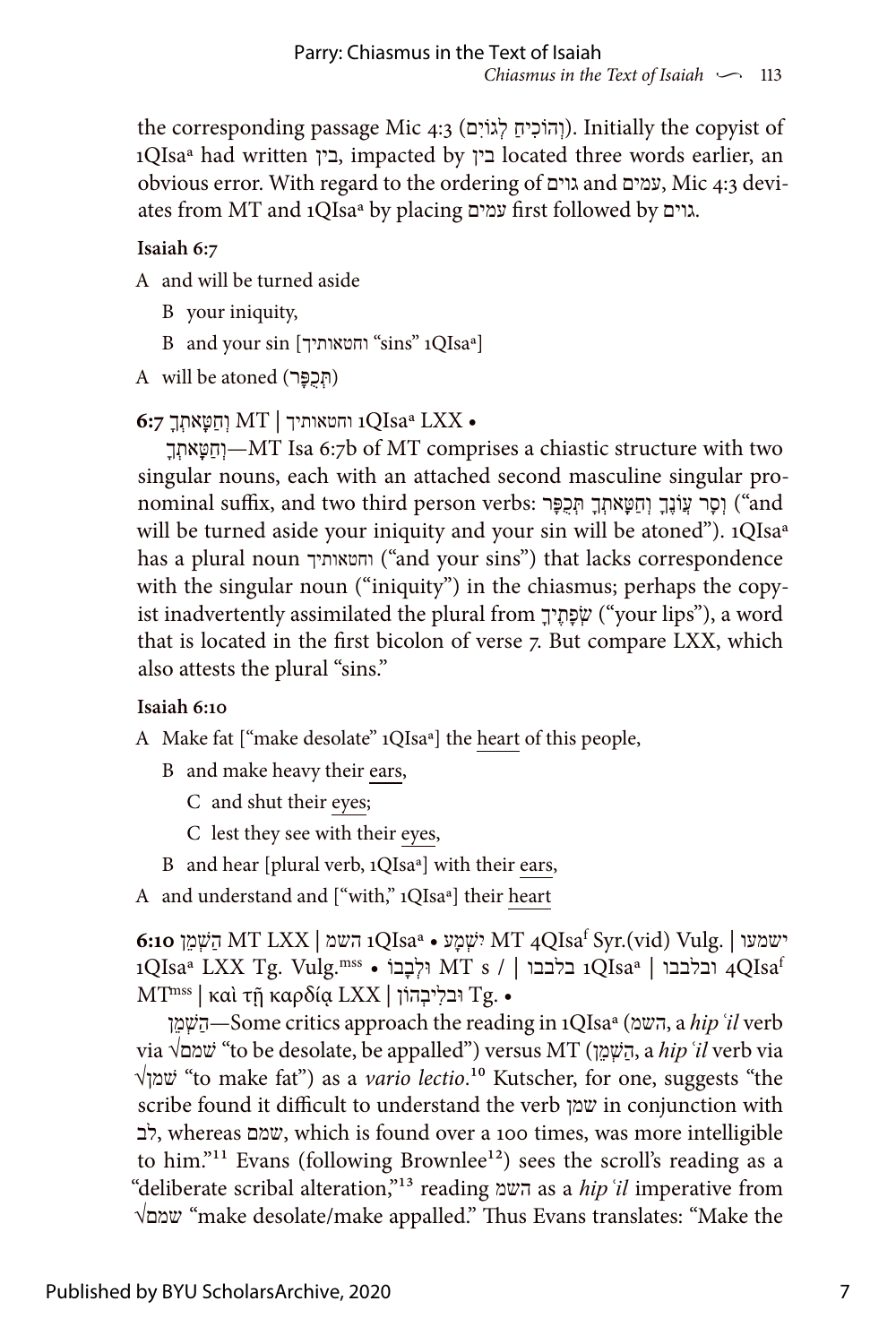the corresponding passage Mic 4:3 (וְהוֹכִיחַ לְגוֹיִם). Initially the copyist of 1QIsa^a had written בין, impacted by בין located three words earlier, an obvious error. With regard to the ordering of גוים and עמים, Mic 4:3 deviates from MT and 1QIsa^a by placing עמים first followed by גוים.

**Isaiah 6:7**

A and will be turned aside

  B your iniquity,

  B and your sin [וחטאותיך "sins" 1QIsa^a]

A will be atoned (תְּכֻפָּר)

**6:7** וְחַטָּאתְךָ MT | וחטאותיך 1QIsa^a LXX •

וְחַטָּאתְךָ—MT Isa 6:7b of MT comprises a chiastic structure with two singular nouns, each with an attached second masculine singular pronominal suffix, and two third person verbs: וְסָר עֲוֹנֶךָ וְחַטָּאתְךָ תְּכֻפָּר ("and will be turned aside your iniquity and your sin will be atoned"). 1QIsa^a has a plural noun וחטאותיך ("and your sins") that lacks correspondence with the singular noun ("iniquity") in the chiasmus; perhaps the copyist inadvertently assimilated the plural from שְׂפָתֶיךָ ("your lips"), a word that is located in the first bicolon of verse 7. But compare LXX, which also attests the plural "sins."

**Isaiah 6:10**

A Make fat ["make desolate" 1QIsa^a] the heart of this people,

  B and make heavy their ears,

    C and shut their eyes;

    C lest they see with their eyes,

  B and hear [plural verb, 1QIsa^a] with their ears,

A and understand and ["with," 1QIsa^a] their heart

**6:10** הַשְׁמֵן MT LXX | השמ 1QIsa^a • יִשְׁמָע MT 4QIsa^f Syr.(vid) Vulg. | ישמעו 1QIsa^a LXX Tg. Vulg.^mss • וּלְבָבוֹ MT s / | בלבבו 1QIsa^a | ובלבבו 4QIsa^f MT^mss | καὶ τῇ καρδίᾳ LXX | וּבְלִיבְּהוֹן Tg. •

הַשְׁמֵן—Some critics approach the reading in 1QIsa^a (השמ, a *hipʿil* verb via √שׁמם "to be desolate, be appalled") versus MT (הַשְׁמֵן, a *hipʿil* verb via √שׁמן "to make fat") as a *vario lectio*.[10] Kutscher, for one, suggests "the scribe found it difficult to understand the verb שמן in conjunction with לב, whereas שמם, which is found over a 100 times, was more intelligible to him."[11] Evans (following Brownlee[12]) sees the scroll's reading as a "deliberate scribal alteration,"[13] reading השמ as a *hipʿil* imperative from √שמם "make desolate/make appalled." Thus Evans translates: "Make the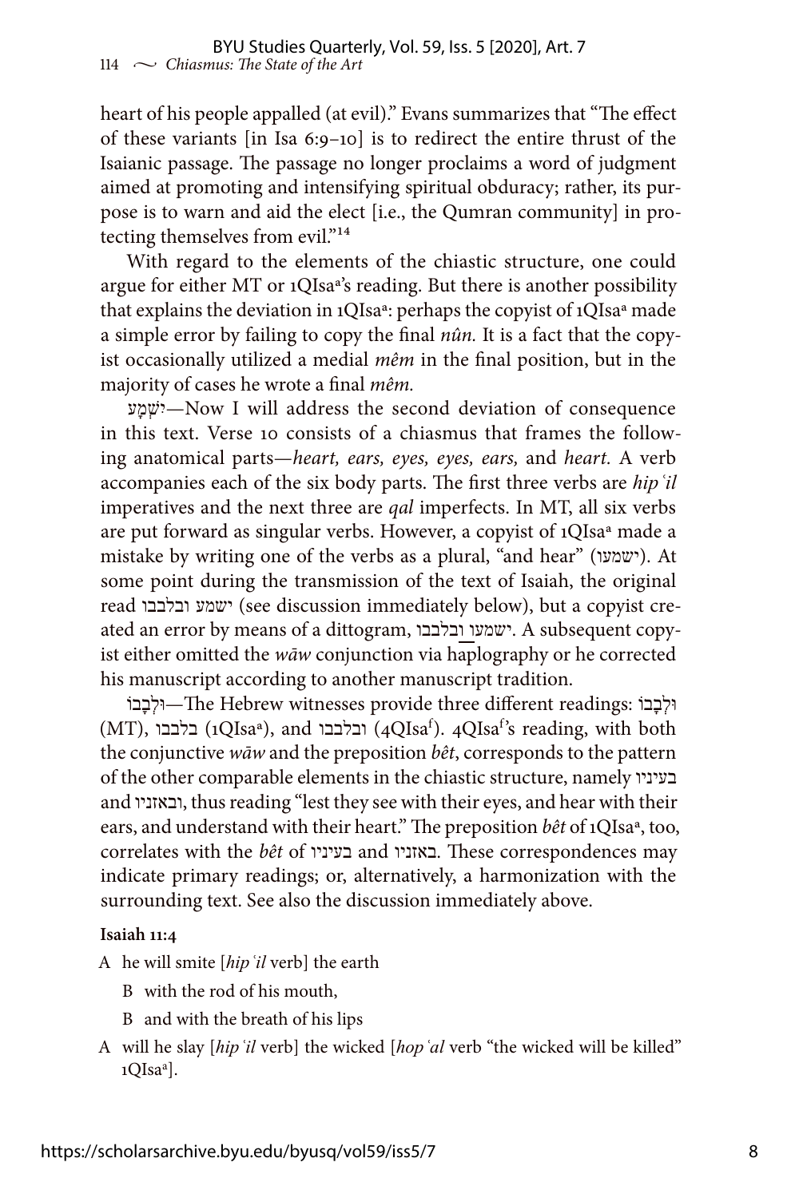heart of his people appalled (at evil)." Evans summarizes that "The effect of these variants [in Isa 6:9–10] is to redirect the entire thrust of the Isaianic passage. The passage no longer proclaims a word of judgment aimed at promoting and intensifying spiritual obduracy; rather, its purpose is to warn and aid the elect [i.e., the Qumran community] in protecting themselves from evil."[14]

With regard to the elements of the chiastic structure, one could argue for either MT or 1QIsa[a]'s reading. But there is another possibility that explains the deviation in 1QIsa[a]: perhaps the copyist of 1QIsa[a] made a simple error by failing to copy the final *nûn*. It is a fact that the copyist occasionally utilized a medial *mêm* in the final position, but in the majority of cases he wrote a final *mêm*.

יִשְׁמָע—Now I will address the second deviation of consequence in this text. Verse 10 consists of a chiasmus that frames the following anatomical parts—*heart, ears, eyes, eyes, ears,* and *heart*. A verb accompanies each of the six body parts. The first three verbs are *hipʿil* imperatives and the next three are *qal* imperfects. In MT, all six verbs are put forward as singular verbs. However, a copyist of 1QIsa[a] made a mistake by writing one of the verbs as a plural, "and hear" (ישמעו). At some point during the transmission of the text of Isaiah, the original read ישמע ובלבבו (see discussion immediately below), but a copyist created an error by means of a dittogram, ישמעו ובלבבו. A subsequent copyist either omitted the *wāw* conjunction via haplography or he corrected his manuscript according to another manuscript tradition.

וּלְבָבוֹ—The Hebrew witnesses provide three different readings: וּלְבָבוֹ (MT), בלבבו (1QIsa[a]), and ובלבבו (4QIsa[f]). 4QIsa[f]'s reading, with both the conjunctive *wāw* and the preposition *bêt*, corresponds to the pattern of the other comparable elements in the chiastic structure, namely בעיניו and ובאזניו, thus reading "lest they see with their eyes, and hear with their ears, and understand with their heart." The preposition *bêt* of 1QIsa[a], too, correlates with the *bêt* of בעיניו and באזניו. These correspondences may indicate primary readings; or, alternatively, a harmonization with the surrounding text. See also the discussion immediately above.

**Isaiah 11:4**

A he will smite [*hipʿil* verb] the earth

  B with the rod of his mouth,

  B and with the breath of his lips

A will he slay [*hipʿil* verb] the wicked [*hopʿal* verb "the wicked will be killed" 1QIsa[a]].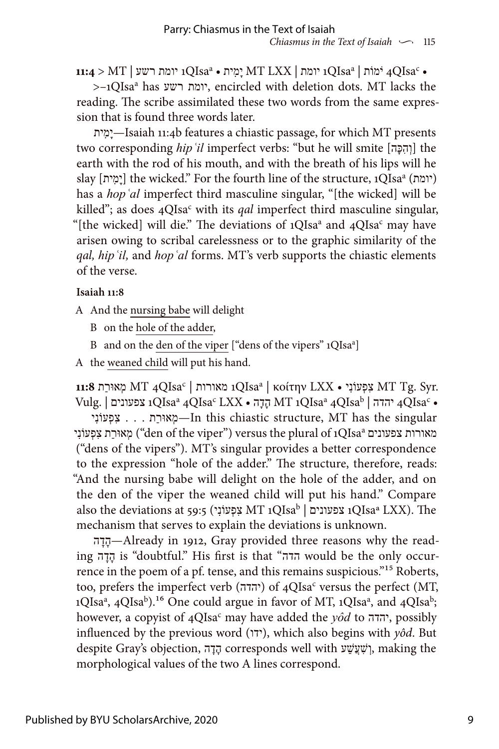**11:4** > MT | יומת רשע 1QIsa[a] • יָמִית MT LXX | יומת 1QIsa[a] | יׄמוֹת 4QIsa[c] •

>–1QIsa[a] has יומת רשע, encircled with deletion dots. MT lacks the reading. The scribe assimilated these two words from the same expression that is found three words later.

יָמִית—Isaiah 11:4b features a chiastic passage, for which MT presents two corresponding *hipʿil* imperfect verbs: "but he will smite [וְהִכָּה] the earth with the rod of his mouth, and with the breath of his lips will he slay [יָמִית] the wicked." For the fourth line of the structure, 1QIsa[a] (יומת) has a *hopʿal* imperfect third masculine singular, "[the wicked] will be killed"; as does 4QIsa[c] with its *qal* imperfect third masculine singular, "[the wicked] will die." The deviations of 1QIsa[a] and 4QIsa[c] may have arisen owing to scribal carelessness or to the graphic similarity of the *qal, hipʿil,* and *hopʿal* forms. MT's verb supports the chiastic elements of the verse.

**Isaiah 11:8**

A And the nursing babe will delight

B on the hole of the adder,

B and on the den of the viper ["dens of the vipers" 1QIsa[a]]

A the weaned child will put his hand.

**11:8** מְאוּרַת MT 4QIsa[c] | מאורות 1QIsa[a] | κοίτην LXX • צִפְעוֹנִי MT Tg. Syr. Vulg. | צפעונים 1QIsa[a] 4QIsa[c] LXX • הָדָה MT 1QIsa[a] 4QIsa[b] | יהדה 4QIsa[c] •

מְאוּרַת . . . צִפְעוֹנִי—In this chiastic structure, MT has the singular מְאוּרַת צִפְעוֹנִי ("den of the viper") versus the plural of 1QIsa[a] מאורות צפעונים ("dens of the vipers"). MT's singular provides a better correspondence to the expression "hole of the adder." The structure, therefore, reads: "And the nursing babe will delight on the hole of the adder, and on the den of the viper the weaned child will put his hand." Compare also the deviations at 59:5 (צִפְעוֹנִי MT 1QIsa[b] | צפעונים 1QIsa[a] LXX). The mechanism that serves to explain the deviations is unknown.

הָדָה—Already in 1912, Gray provided three reasons why the reading הָדָה is "doubtful." His first is that "הדה would be the only occurrence in the poem of a pf. tense, and this remains suspicious."[15] Roberts, too, prefers the imperfect verb (יהדה) of 4QIsa[c] versus the perfect (MT, 1QIsa[a], 4QIsa[b]).[16] One could argue in favor of MT, 1QIsa[a], and 4QIsa[b]; however, a copyist of 4QIsa[c] may have added the *yôd* to יהדה, possibly influenced by the previous word (ידו), which also begins with *yôd*. But despite Gray's objection, הָדָה corresponds well with וְשִׁעֲשַׁע, making the morphological values of the two A lines correspond.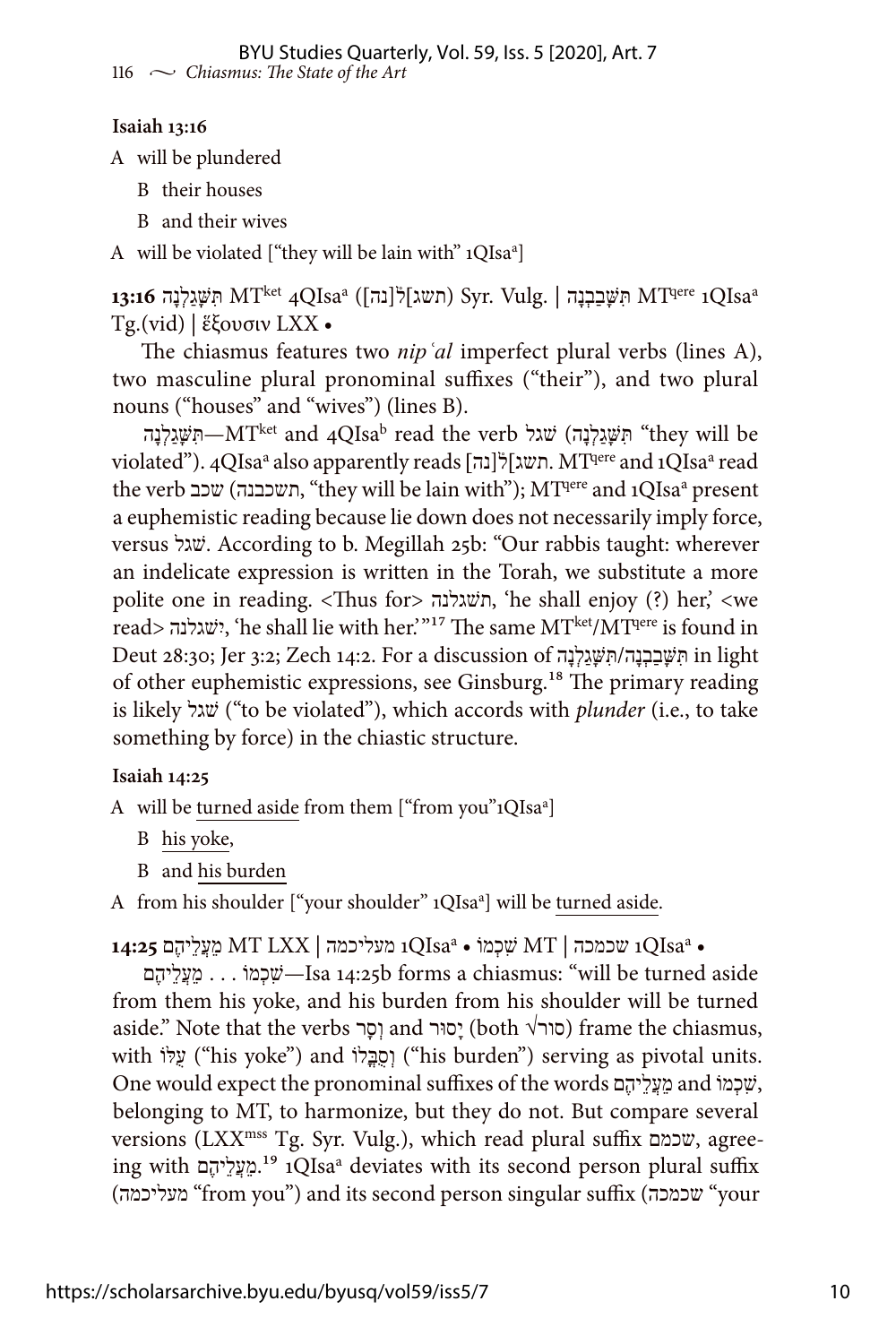**Isaiah 13:16**

A will be plundered

B their houses

B and their wives

A will be violated ["they will be lain with" 1QIsa[a]]

**13:16** תִּשָּׁגַלְנָה MT[ket] 4QIsa[a] (תשג[ל][נה]) Syr. Vulg. | תִּשָּׁכַבְנָה MT[qere] 1QIsa[a] Tg.(vid) | ἕξουσιν LXX •

The chiasmus features two *nipʿal* imperfect plural verbs (lines A), two masculine plural pronominal suffixes ("their"), and two plural nouns ("houses" and "wives") (lines B).

תִּשָּׁגַלְנָה—MT[ket] and 4QIsa[b] read the verb שׁגל (תִּשָּׁגַלְנָה "they will be violated"). 4QIsa[a] also apparently reads תשג[ל][נה]. MT[qere] and 1QIsa[a] read the verb שכב (תשכבנה, "they will be lain with"); MT[qere] and 1QIsa[a] present a euphemistic reading because lie down does not necessarily imply force, versus שׁגל. According to b. Megillah 25b: "Our rabbis taught: wherever an indelicate expression is written in the Torah, we substitute a more polite one in reading. <Thus for> תשגלנה, 'he shall enjoy (?) her,' <we read> ישׁגלנה, 'he shall lie with her.'"[17] The same MT[ket]/MT[qere] is found in Deut 28:30; Jer 3:2; Zech 14:2. For a discussion of תִּשָּׁכַבְנָה/תִּשָּׁגַלְנָה in light of other euphemistic expressions, see Ginsburg.[18] The primary reading is likely שׁגל ("to be violated"), which accords with *plunder* (i.e., to take something by force) in the chiastic structure.

**Isaiah 14:25**

A will be turned aside from them ["from you" 1QIsa[a]]

B his yoke,

B and his burden

A from his shoulder ["your shoulder" 1QIsa[a]] will be turned aside.

**14:25** מֵעֲלֵיהֶם MT LXX | מעליכמה 1QIsa[a] • שִׁכְמוֹ MT | שכמכה 1QIsa[a] •

מֵעֲלֵיהֶם . . . שִׁכְמוֹ—Isa 14:25b forms a chiasmus: "will be turned aside from them his yoke, and his burden from his shoulder will be turned aside." Note that the verbs וְסָר and יָסוּר (both √סור) frame the chiasmus, with עֻלּוֹ ("his yoke") and וְסֻבֳּלוֹ ("his burden") serving as pivotal units. One would expect the pronominal suffixes of the words מֵעֲלֵיהֶם and שִׁכְמוֹ, belonging to MT, to harmonize, but they do not. But compare several versions (LXX[mss] Tg. Syr. Vulg.), which read plural suffix שכמם, agreeing with מֵעֲלֵיהֶם.[19] 1QIsa[a] deviates with its second person plural suffix (מעליכמה "from you") and its second person singular suffix (שכמכה "your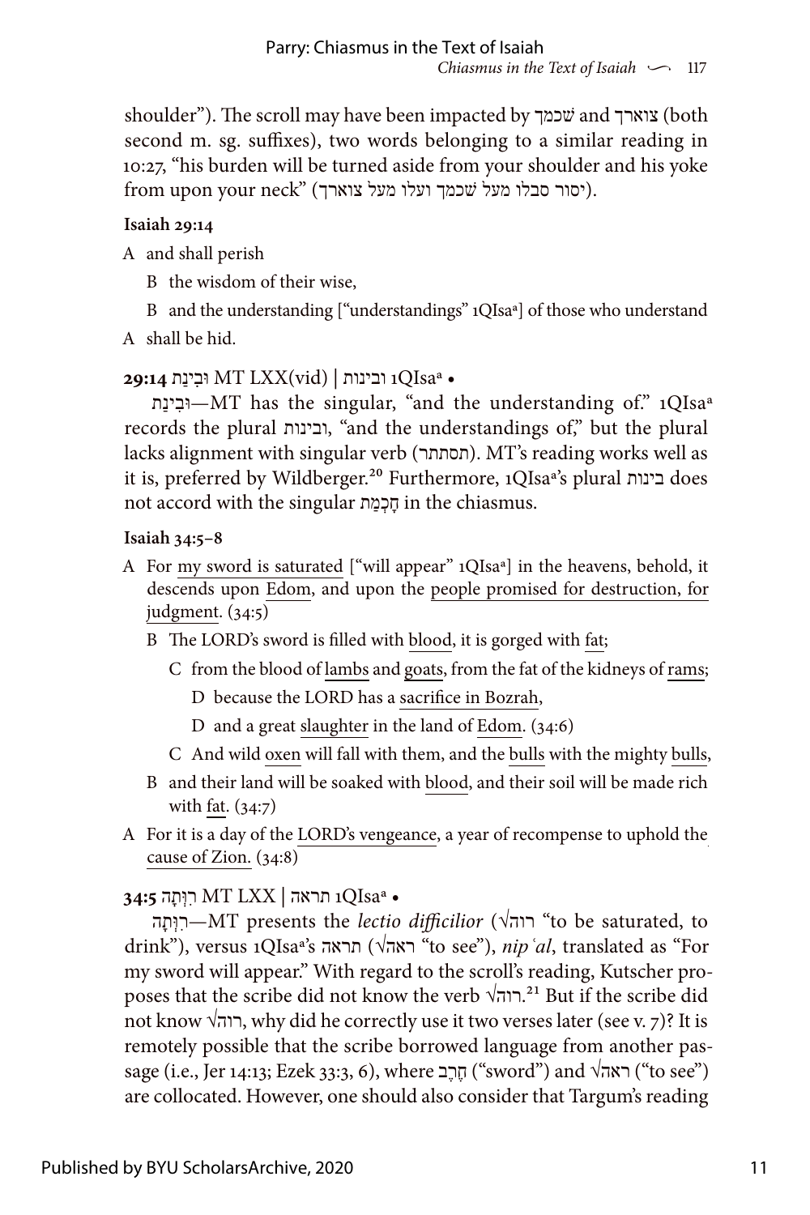shoulder"). The scroll may have been impacted by שכמך and צוארך (both second m. sg. suffixes), two words belonging to a similar reading in 10:27, "his burden will be turned aside from your shoulder and his yoke from upon your neck" (יסור סבלו מעל שכמך ועלו מעל צוארך).

**Isaiah 29:14**

A and shall perish

B the wisdom of their wise,

B and the understanding ["understandings" 1QIsa[a]] of those who understand

A shall be hid.

**29:14** וּבִינַת MT LXX(vid) | ובינות 1QIsa[a] •

וּבִינַת—MT has the singular, "and the understanding of." 1QIsa[a] records the plural ובינות, "and the understandings of," but the plural lacks alignment with singular verb (תסתתר). MT's reading works well as it is, preferred by Wildberger.[20] Furthermore, 1QIsa[a]'s plural בינות does not accord with the singular חָכְמַת in the chiasmus.

**Isaiah 34:5–8**

A For my sword is saturated ["will appear" 1QIsa[a]] in the heavens, behold, it descends upon Edom, and upon the people promised for destruction, for judgment. (34:5)

B The LORD's sword is filled with blood, it is gorged with fat;

C from the blood of lambs and goats, from the fat of the kidneys of rams;

D because the LORD has a sacrifice in Bozrah,

D and a great slaughter in the land of Edom. (34:6)

C And wild oxen will fall with them, and the bulls with the mighty bulls,

B and their land will be soaked with blood, and their soil will be made rich with fat. (34:7)

A For it is a day of the LORD's vengeance, a year of recompense to uphold the cause of Zion. (34:8)

**34:5** רִוְּתָה MT LXX | תראה 1QIsa[a] •

רִוְּתָה—MT presents the *lectio difficilior* (√רוה "to be saturated, to drink"), versus 1QIsa[a]'s תראה (√ראה "to see"), *nipʿal*, translated as "For my sword will appear." With regard to the scroll's reading, Kutscher proposes that the scribe did not know the verb √רוה.[21] But if the scribe did not know √רוה, why did he correctly use it two verses later (see v. 7)? It is remotely possible that the scribe borrowed language from another passage (i.e., Jer 14:13; Ezek 33:3, 6), where חֶרֶב ("sword") and √ראה ("to see") are collocated. However, one should also consider that Targum's reading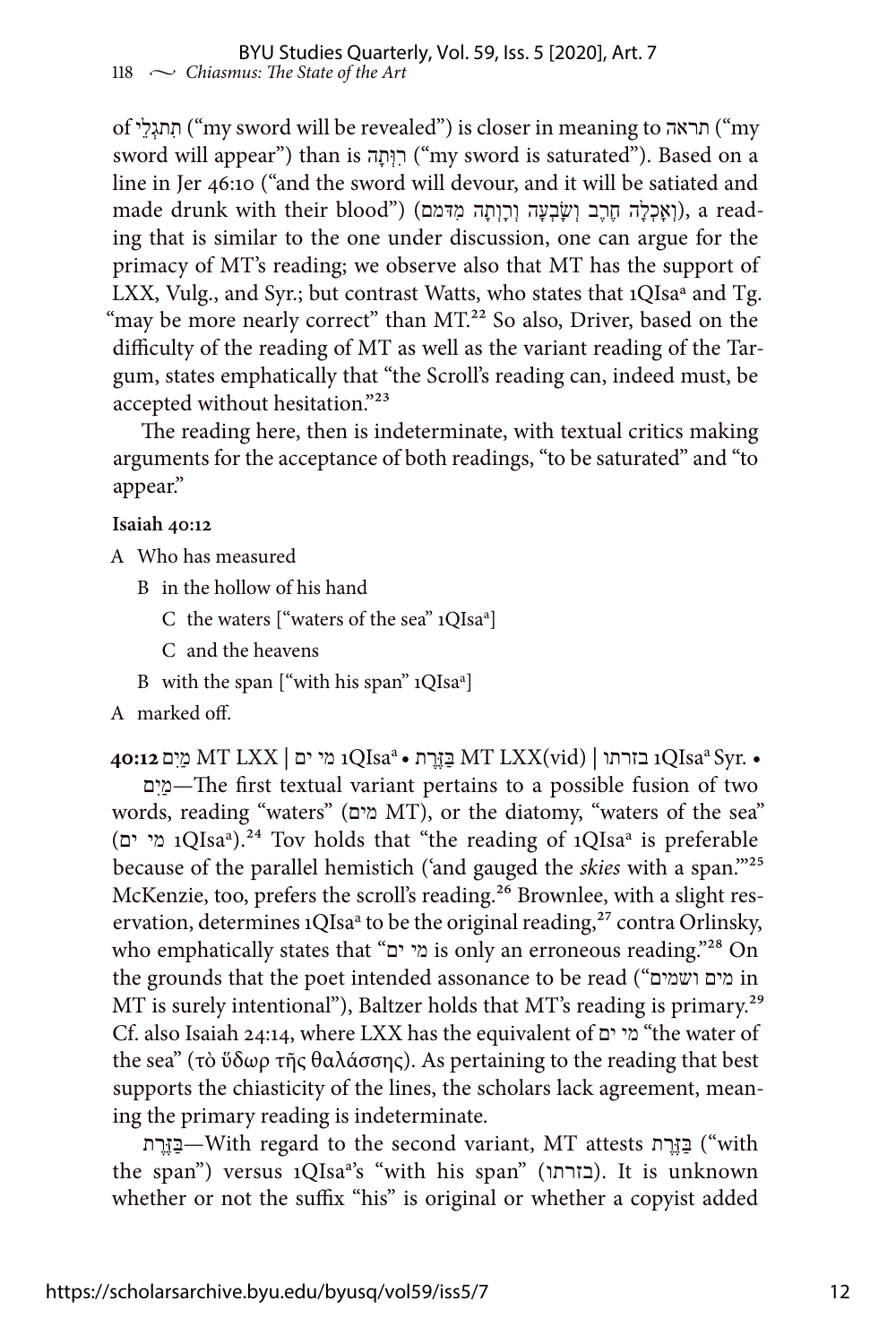of תִּתְגַּלֶּה ("my sword will be revealed") is closer in meaning to תראה ("my sword will appear") than is רִוְּתָה ("my sword is saturated"). Based on a line in Jer 46:10 ("and the sword will devour, and it will be satiated and made drunk with their blood") (וְאָכְלָה חֶרֶב וְשָׂבְעָה וְרָוְתָה מִדָּמָם), a reading that is similar to the one under discussion, one can argue for the primacy of MT's reading; we observe also that MT has the support of LXX, Vulg., and Syr.; but contrast Watts, who states that 1QIsa[a] and Tg. "may be more nearly correct" than MT.[22] So also, Driver, based on the difficulty of the reading of MT as well as the variant reading of the Targum, states emphatically that "the Scroll's reading can, indeed must, be accepted without hesitation."[23]

The reading here, then is indeterminate, with textual critics making arguments for the acceptance of both readings, "to be saturated" and "to appear."

**Isaiah 40:12**

A Who has measured

  B in the hollow of his hand

    C the waters ["waters of the sea" 1QIsa[a]]

    C and the heavens

  B with the span ["with his span" 1QIsa[a]]

A marked off.

**40:12** מַיִם MT LXX | מי ים 1QIsa[a] • בַּזֶּרֶת MT LXX(vid) | בזרתו 1QIsa[a] Syr. •

מַיִם—The first textual variant pertains to a possible fusion of two words, reading "waters" (מים MT), or the diatomy, "waters of the sea" (מי ים 1QIsa[a]).[24] Tov holds that "the reading of 1QIsa[a] is preferable because of the parallel hemistich ('and gauged the *skies* with a span.'"[25] McKenzie, too, prefers the scroll's reading.[26] Brownlee, with a slight reservation, determines 1QIsa[a] to be the original reading,[27] contra Orlinsky, who emphatically states that "מי ים is only an erroneous reading."[28] On the grounds that the poet intended assonance to be read ("מים ושמים in MT is surely intentional"), Baltzer holds that MT's reading is primary.[29] Cf. also Isaiah 24:14, where LXX has the equivalent of מי ים "the water of the sea" (τὸ ὕδωρ τῆς θαλάσσης). As pertaining to the reading that best supports the chiasticity of the lines, the scholars lack agreement, meaning the primary reading is indeterminate.

בַּזֶּרֶת—With regard to the second variant, MT attests בַּזֶּרֶת ("with the span") versus 1QIsa[a]'s "with his span" (בזרתו). It is unknown whether or not the suffix "his" is original or whether a copyist added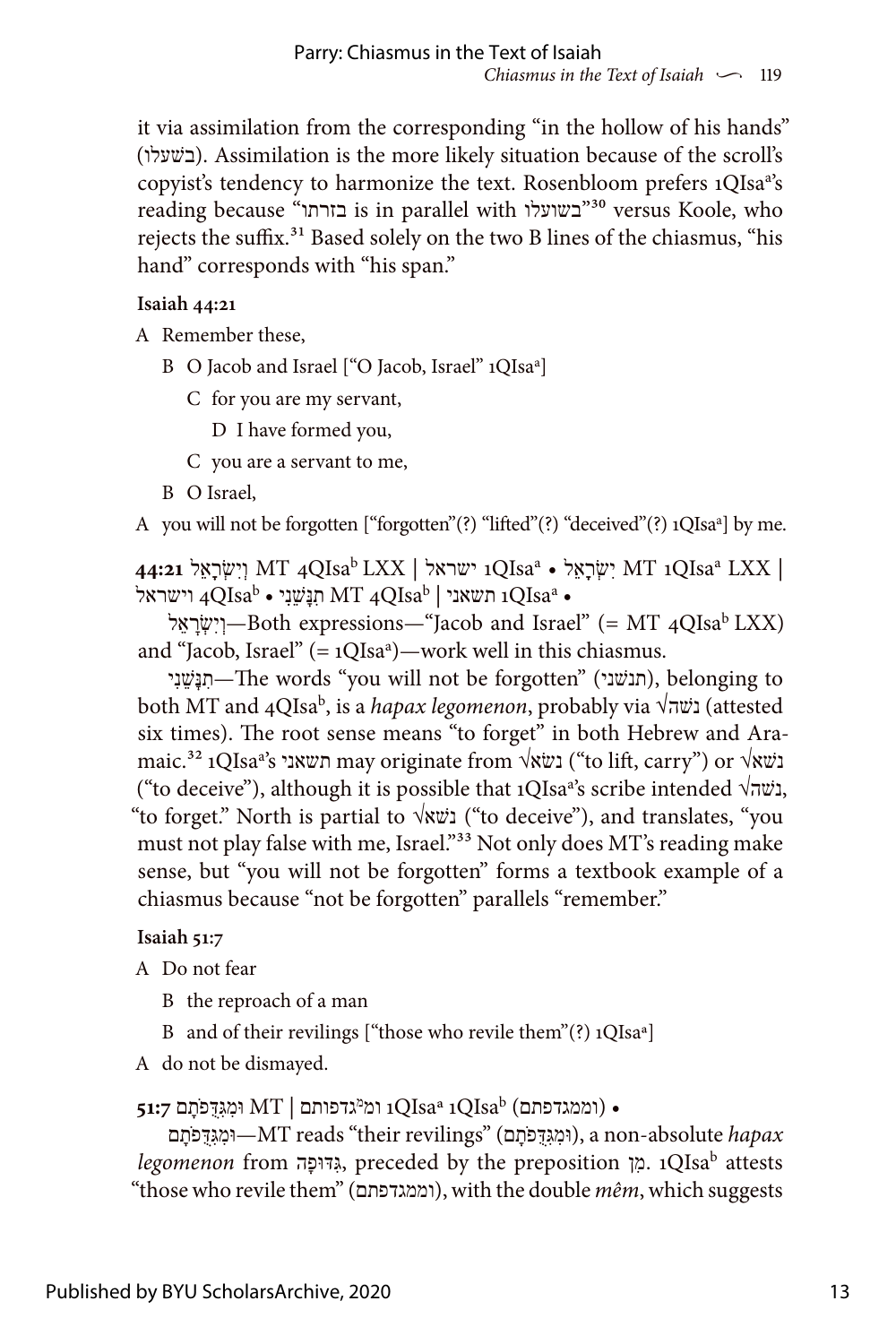it via assimilation from the corresponding "in the hollow of his hands" (בשעלו). Assimilation is the more likely situation because of the scroll's copyist's tendency to harmonize the text. Rosenbloom prefers 1QIsa[a]'s reading because "בזרתו is in parallel with בשועלו"[30] versus Koole, who rejects the suffix.[31] Based solely on the two B lines of the chiasmus, "his hand" corresponds with "his span."

**Isaiah 44:21**

A Remember these,

  B O Jacob and Israel ["O Jacob, Israel" 1QIsa[a]]

    C for you are my servant,

      D I have formed you,

    C you are a servant to me,

  B O Israel,

A you will not be forgotten ["forgotten"(?) "lifted"(?) "deceived"(?) 1QIsa[a]] by me.

**44:21** וְיִשְׂרָאֵל MT 4QIsa[b] LXX | ישראל 1QIsa[a] • יִשְׂרָאֵל MT 1QIsa[a] LXX | וישראל 4QIsa[b] • תִנָּשֵׁנִי MT 4QIsa[b] | תשאני 1QIsa[a] •

וְיִשְׂרָאֵל—Both expressions—"Jacob and Israel" (= MT 4QIsa[b] LXX) and "Jacob, Israel" (= 1QIsa[a])—work well in this chiasmus.

תִנָּשֵׁנִי—The words "you will not be forgotten" (תנשני), belonging to both MT and 4QIsa[b], is a *hapax legomenon*, probably via √נשה (attested six times). The root sense means "to forget" in both Hebrew and Aramaic.[32] 1QIsa[a]'s תשאני may originate from √נשׂא ("to lift, carry") or √נשא ("to deceive"), although it is possible that 1QIsa[a]'s scribe intended √נשה, "to forget." North is partial to √נשא ("to deceive"), and translates, "you must not play false with me, Israel."[33] Not only does MT's reading make sense, but "you will not be forgotten" forms a textbook example of a chiasmus because "not be forgotten" parallels "remember."

**Isaiah 51:7**

A Do not fear

  B the reproach of a man

  B and of their revilings ["those who revile them"(?) 1QIsa[a]]

A do not be dismayed.

**51:7** וּמִגִּדֻּפֹתָם MT | ומ֯גדפותם 1QIsa[a] 1QIsa[b] (וממגדפתם) •

וּמִגִּדֻּפֹתָם—MT reads "their revilings" (וּמִגִּדֻּפֹתָם), a non-absolute *hapax legomenon* from גִּדּוּפָה, preceded by the preposition מִן. 1QIsa[b] attests "those who revile them" (וממגדפתם), with the double *mêm*, which suggests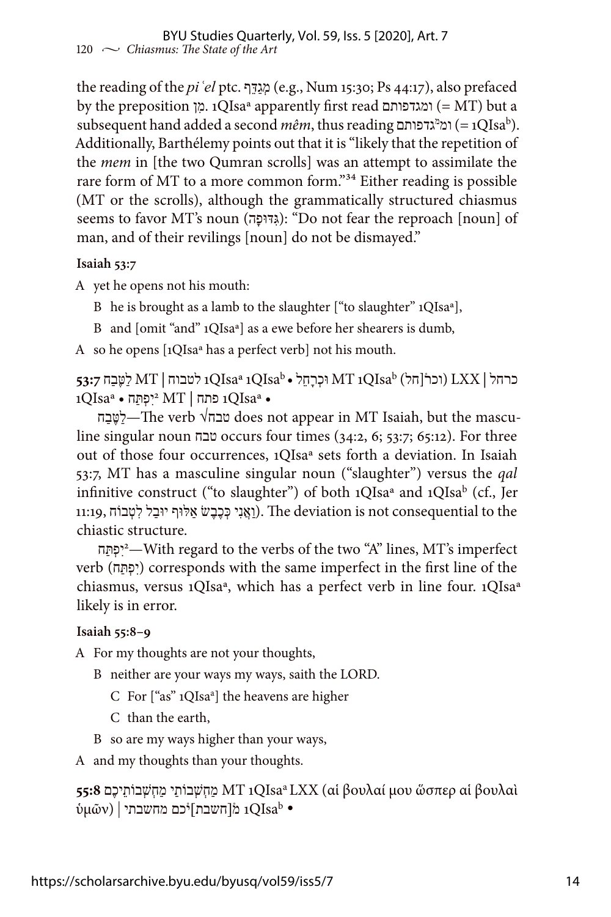the reading of the *pi ʿel* ptc. מְגַדֵּף (e.g., Num 15:30; Ps 44:17), also prefaced by the preposition מִן. 1QIsa[a] apparently first read ומגדפותם (= MT) but a subsequent hand added a second *mêm*, thus reading ומ^מ^גדפותם (= 1QIsa[b]). Additionally, Barthélemy points out that it is "likely that the repetition of the *mem* in [the two Qumran scrolls] was an attempt to assimilate the rare form of MT to a more common form."[34] Either reading is possible (MT or the scrolls), although the grammatically structured chiasmus seems to favor MT's noun (גִּדּוּפָה): "Do not fear the reproach [noun] of man, and of their revilings [noun] do not be dismayed."

**Isaiah 53:7**

A yet he opens not his mouth:

B he is brought as a lamb to the slaughter ["to slaughter" 1QIsa[a]],

B and [omit "and" 1QIsa[a]] as a ewe before her shearers is dumb,

A so he opens [1QIsa[a] has a perfect verb] not his mouth.

**53:7** לַטֶּבַח MT | לטבוח 1QIsa[a] 1QIsa[b] • וּכְרָחֵל MT 1QIsa[b] (וכר֯[חל) LXX | כרחל 1QIsa[a] • יִפְתַּח² MT | פתח 1QIsa[a] •

לַטֶּבַח—The verb √טבח does not appear in MT Isaiah, but the masculine singular noun טבח occurs four times (34:2, 6; 53:7; 65:12). For three out of those four occurrences, 1QIsa[a] sets forth a deviation. In Isaiah 53:7, MT has a masculine singular noun ("slaughter") versus the *qal* infinitive construct ("to slaughter") of both 1QIsa[a] and 1QIsa[b] (cf., Jer 11:19, וַאֲנִי כְּכֶבֶשׂ אַלּוּף יוּבַל לִטְבוֹחַ). The deviation is not consequential to the chiastic structure.

יִפְתַּח²—With regard to the verbs of the two "A" lines, MT's imperfect verb (יִפְתַּח) corresponds with the same imperfect in the first line of the chiasmus, versus 1QIsa[a], which has a perfect verb in line four. 1QIsa[a] likely is in error.

**Isaiah 55:8–9**

A For my thoughts are not your thoughts,

B neither are your ways my ways, saith the LORD.

C For ["as" 1QIsa[a]] the heavens are higher

C than the earth,

B so are my ways higher than your ways,

A and my thoughts than your thoughts.

**55:8** מַחְשְׁבוֹתַי מַחְשְׁבוֹתֵיכֶם MT 1QIsa[a] LXX (αἱ βουλαί μου ὥσπερ αἱ βουλαὶ ὑμῶν) | מ֯[חשבת]יכם מחשבתי 1QIsa[b] •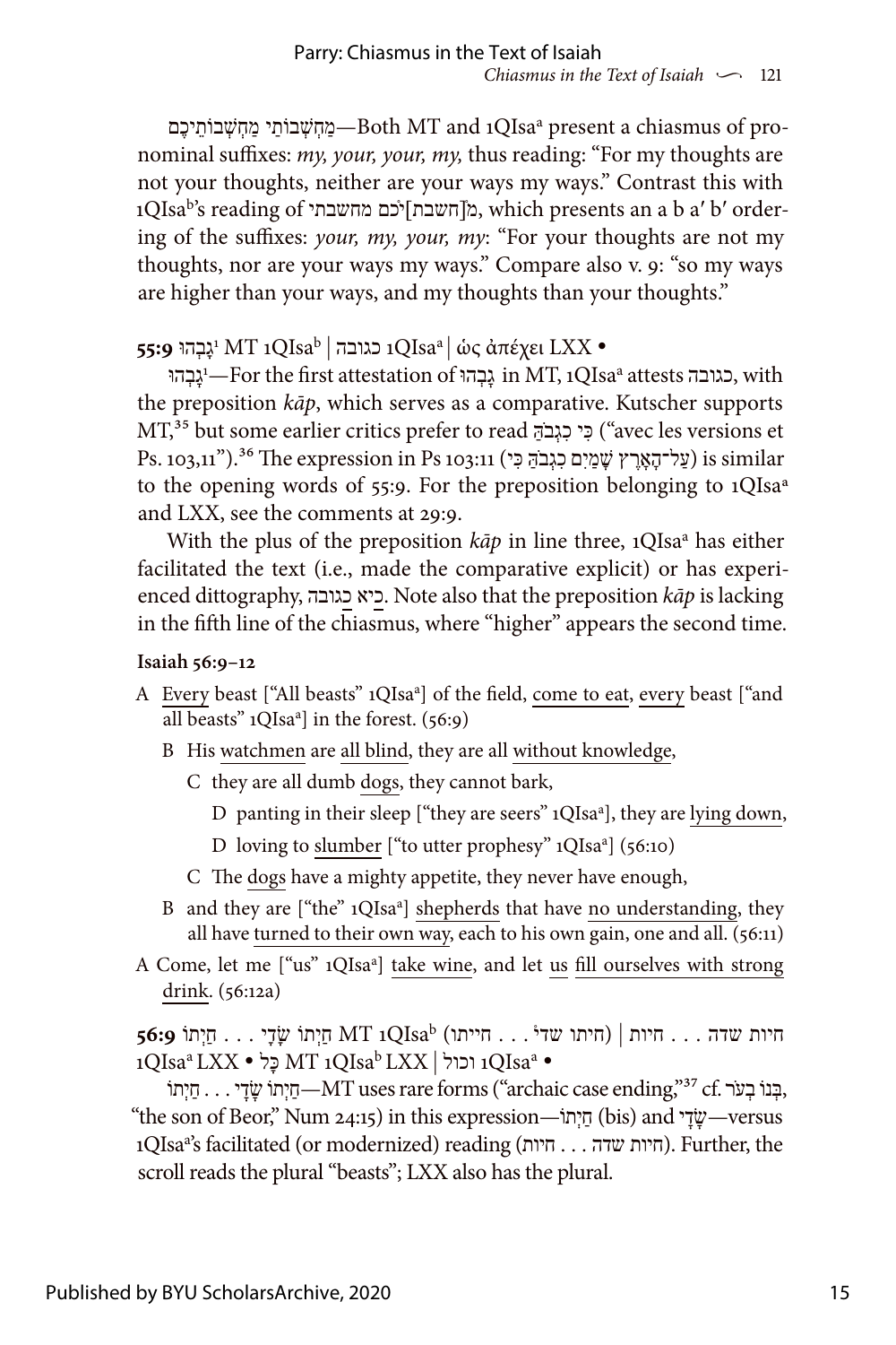מַחְשְׁבוֹתַי מַחְשְׁבוֹתֵיכֶם—Both MT and 1QIsa[a] present a chiasmus of pronominal suffixes: *my, your, your, my,* thus reading: "For my thoughts are not your thoughts, neither are your ways my ways." Contrast this with 1QIsa[b]'s reading of מ̇[חשבת]י̇כם מחשבתי, which presents an a b a′ b′ ordering of the suffixes: *your, my, your, my*: "For your thoughts are not my thoughts, nor are your ways my ways." Compare also v. 9: "so my ways are higher than your ways, and my thoughts than your thoughts."

**55:9** גָּבְהוּ[1] MT 1QIsa[b] | כגובה 1QIsa[a] | ὡς ἀπέχει LXX •

גָּבְהוּ[1]—For the first attestation of גָּבְהוּ in MT, 1QIsa[a] attests כגובה, with the preposition *kāp*, which serves as a comparative. Kutscher supports MT,[35] but some earlier critics prefer to read כִּי כִגְבֹהַּ ("avec les versions et Ps. 103,11").[36] The expression in Ps 103:11 (עַל־הָאָרֶץ שָׁמַיִם כִגְבֹהַּ כִּי) is similar to the opening words of 55:9. For the preposition belonging to 1QIsa[a] and LXX, see the comments at 29:9.

With the plus of the preposition *kāp* in line three, 1QIsa[a] has either facilitated the text (i.e., made the comparative explicit) or has experienced dittography, כיא כגובה. Note also that the preposition *kāp* is lacking in the fifth line of the chiasmus, where "higher" appears the second time.

**Isaiah 56:9–12**

- A Every beast ["All beasts" 1QIsa[a]] of the field, come to eat, every beast ["and all beasts" 1QIsa[a]] in the forest. (56:9)
  - B His watchmen are all blind, they are all without knowledge,
    - C they are all dumb dogs, they cannot bark,
      - D panting in their sleep ["they are seers" 1QIsa[a]], they are lying down,
      - D loving to slumber ["to utter prophesy" 1QIsa[a]] (56:10)
    - C The dogs have a mighty appetite, they never have enough,
  - B and they are ["the" 1QIsa[a]] shepherds that have no understanding, they all have turned to their own way, each to his own gain, one and all. (56:11)
- A Come, let me ["us" 1QIsa[a]] take wine, and let us fill ourselves with strong drink. (56:12a)

**56:9** חַיְתוֹ . . . חַיְתוֹ שָׂדָי MT 1QIsa[b] (חיתו שדי . . . חייתו) | חיות שדה . . . חיות 1QIsa[a] LXX • כָּל MT 1QIsa[b] LXX | וכול 1QIsa[a] •

חַיְתוֹ שָׂדָי . . . חַיְתוֹ—MT uses rare forms ("archaic case ending,"[37] cf. בְּנוֹ בְעֹר, "the son of Beor," Num 24:15) in this expression—חַיְתוֹ (bis) and שָׂדָי—versus 1QIsa[a]'s facilitated (or modernized) reading (חיות שדה . . . חיות). Further, the scroll reads the plural "beasts"; LXX also has the plural.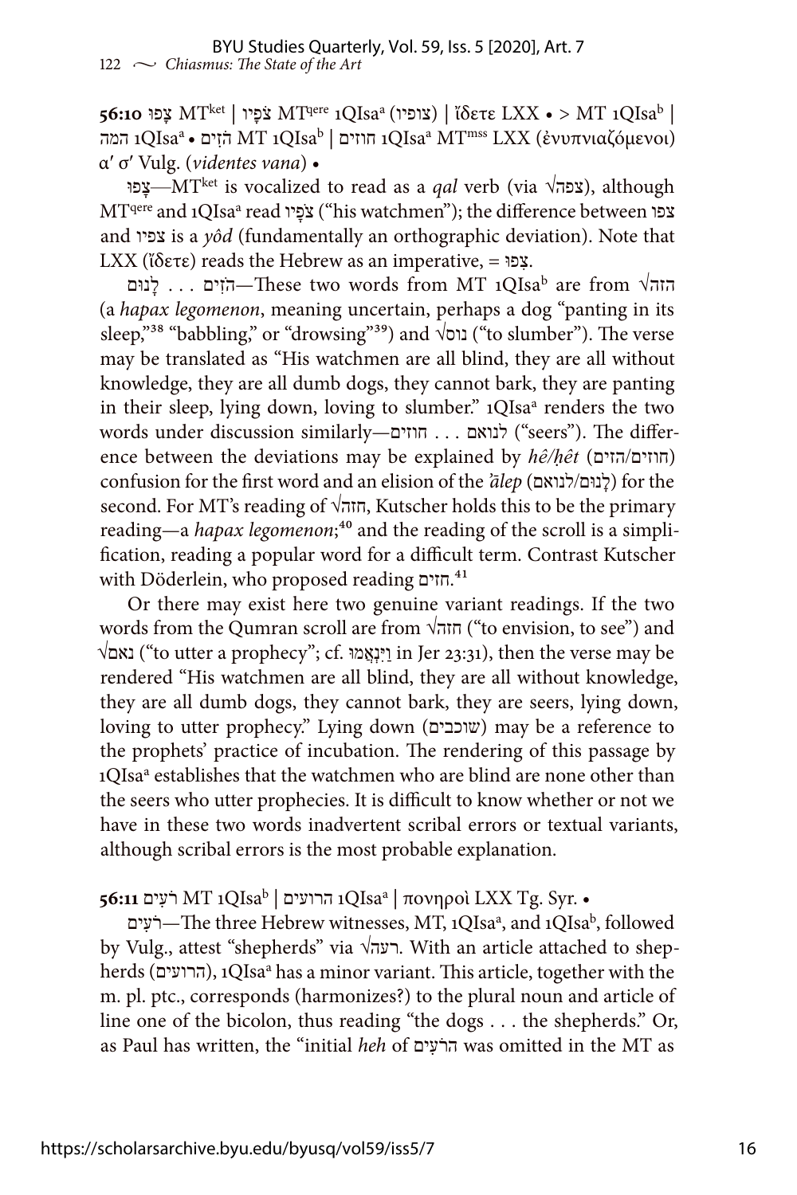**56:10** צָפוּ MT$^{ket}$ | צֹפָיו MT$^{qere}$ 1QIsa$^{a}$ (צופיו) | ἴδετε LXX • > MT 1QIsa$^{b}$ | המה 1QIsa$^{a}$ • הֹזִים MT 1QIsa$^{b}$ | חוזים 1QIsa$^{a}$ MT$^{mss}$ LXX (ἐνυπνιαζόμενοι) α′ σ′ Vulg. (*videntes vana*) •

צָפוּ—MT$^{ket}$ is vocalized to read as a *qal* verb (via √צפה), although MT$^{qere}$ and 1QIsa$^{a}$ read צֹפָיו ("his watchmen"); the difference between צפו and צפיו is a *yôd* (fundamentally an orthographic deviation). Note that LXX (ἴδετε) reads the Hebrew as an imperative, = צְפוּ.

הֹזִים . . . לָנוּם—These two words from MT 1QIsa$^{b}$ are from √הזה (a *hapax legomenon*, meaning uncertain, perhaps a dog "panting in its sleep,"[38] "babbling," or "drowsing"[39]) and √נוס ("to slumber"). The verse may be translated as "His watchmen are all blind, they are all without knowledge, they are all dumb dogs, they cannot bark, they are panting in their sleep, lying down, loving to slumber." 1QIsa$^{a}$ renders the two words under discussion similarly—חוזים . . . לנואם ("seers"). The difference between the deviations may be explained by *hê/ḥêt* (חוזים/הזים) confusion for the first word and an elision of the *ʾālep* (לָנוּם/לנואם) for the second. For MT's reading of √חזה, Kutscher holds this to be the primary reading—a *hapax legomenon*;[40] and the reading of the scroll is a simplification, reading a popular word for a difficult term. Contrast Kutscher with Döderlein, who proposed reading חזים.[41]

Or there may exist here two genuine variant readings. If the two words from the Qumran scroll are from √חזה ("to envision, to see") and √נאם ("to utter a prophecy"; cf. וַיִּנְאֲמוּ in Jer 23:31), then the verse may be rendered "His watchmen are all blind, they are all without knowledge, they are all dumb dogs, they cannot bark, they are seers, lying down, loving to utter prophecy." Lying down (שוכבים) may be a reference to the prophets' practice of incubation. The rendering of this passage by 1QIsa$^{a}$ establishes that the watchmen who are blind are none other than the seers who utter prophecies. It is difficult to know whether or not we have in these two words inadvertent scribal errors or textual variants, although scribal errors is the most probable explanation.

**56:11** רֹעִים MT 1QIsa$^{b}$ | הרועים 1QIsa$^{a}$ | πονηροὶ LXX Tg. Syr. •

רֹעִים—The three Hebrew witnesses, MT, 1QIsa$^{a}$, and 1QIsa$^{b}$, followed by Vulg., attest "shepherds" via √רעה. With an article attached to shepherds (הרועים), 1QIsa$^{a}$ has a minor variant. This article, together with the m. pl. ptc., corresponds (harmonizes?) to the plural noun and article of line one of the bicolon, thus reading "the dogs . . . the shepherds." Or, as Paul has written, the "initial *heh* of הרֹעִים was omitted in the MT as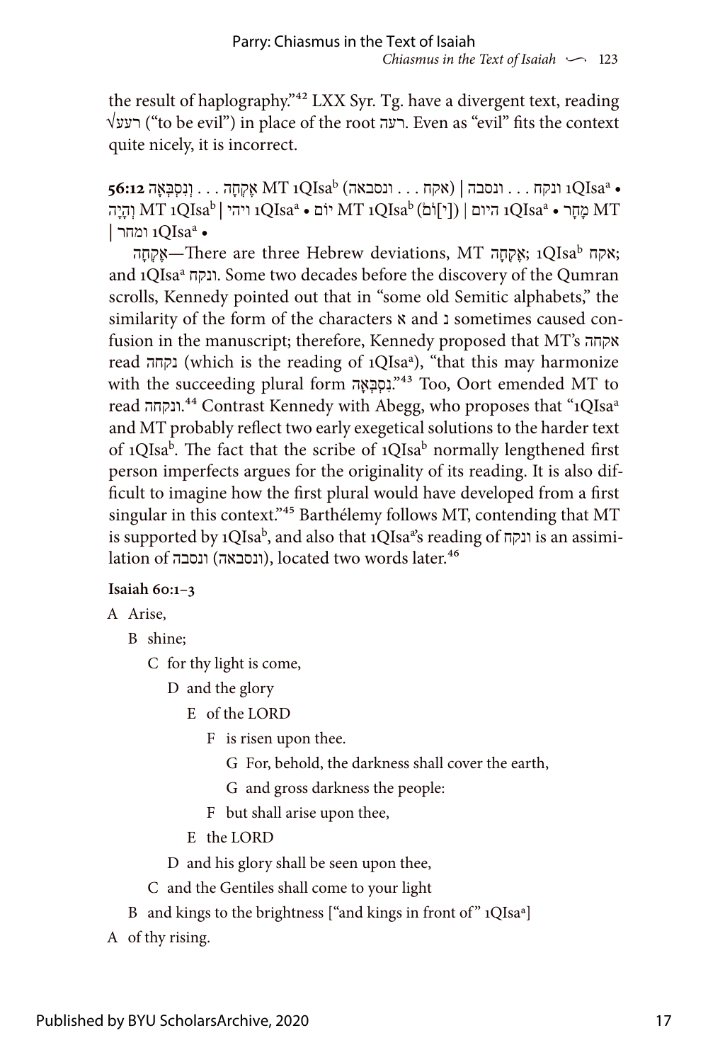the result of haplography."[42] LXX Syr. Tg. have a divergent text, reading √רעע ("to be evil") in place of the root רעה. Even as "evil" fits the context quite nicely, it is incorrect.

**56:12** אֶקְחָה . . . וְנִסְבְּאָה MT 1QIsa[b] (אקח . . . ונסבאה) | ונקח . . . ונסבה 1QIsa[a] • מָחָר MT 1QIsa[b] (ה֯[י]וֹ֯ם) | היום 1QIsa[a] • יוֹם MT 1QIsa[b] | ויהי 1QIsa[a] • וְהָיָה MT | ומחר 1QIsa[a] •

אֶקְחָה—There are three Hebrew deviations, MT אֶקְחָה; 1QIsa[b] אקח; and 1QIsa[a] ונקח. Some two decades before the discovery of the Qumran scrolls, Kennedy pointed out that in "some old Semitic alphabets," the similarity of the form of the characters א and נ sometimes caused confusion in the manuscript; therefore, Kennedy proposed that MT's אקחה read נקחה (which is the reading of 1QIsa[a]), "that this may harmonize with the succeeding plural form נִסְבְּאָה."[43] Too, Oort emended MT to read ונקחה.[44] Contrast Kennedy with Abegg, who proposes that "1QIsa[a] and MT probably reflect two early exegetical solutions to the harder text of 1QIsa[b]. The fact that the scribe of 1QIsa[b] normally lengthened first person imperfects argues for the originality of its reading. It is also difficult to imagine how the first plural would have developed from a first singular in this context."[45] Barthélemy follows MT, contending that MT is supported by 1QIsa[b], and also that 1QIsa[a]'s reading of ונקח is an assimilation of ונסבה (ונסבאה), located two words later.[46]

**Isaiah 60:1–3**

- A Arise,
  - B shine;
    - C for thy light is come,
      - D and the glory
        - E of the LORD
          - F is risen upon thee.
            - G For, behold, the darkness shall cover the earth,
            - G and gross darkness the people:
          - F but shall arise upon thee,
        - E the LORD
      - D and his glory shall be seen upon thee,
    - C and the Gentiles shall come to your light
  - B and kings to the brightness ["and kings in front of" 1QIsa[a]]
- A of thy rising.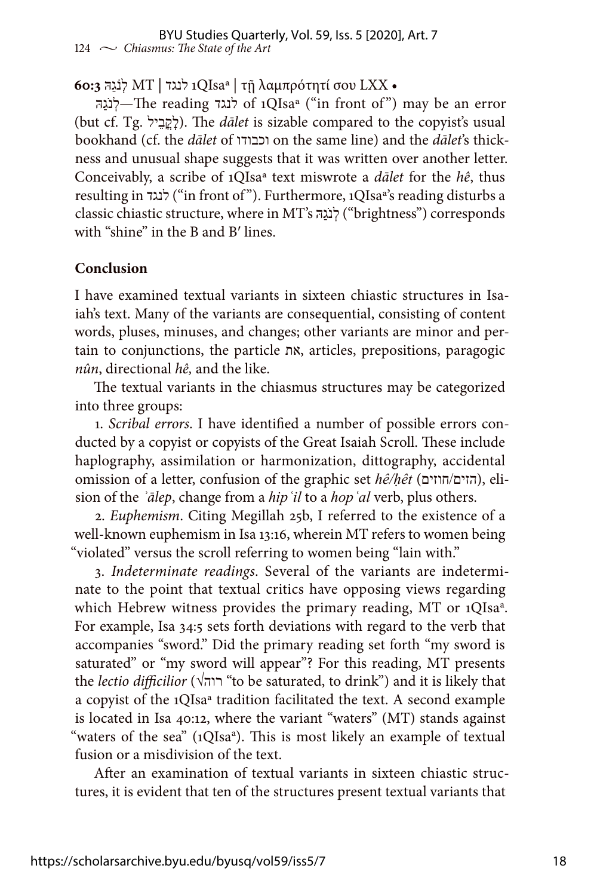**60:3** לְנֹגַהּ MT | לנגד 1QIsa[a] | τῇ λαμπρότητί σου LXX •

לְנֹגַהּ—The reading לנגד of 1QIsa[a] ("in front of") may be an error (but cf. Tg. לָקֳבֵיל). The *dālet* is sizable compared to the copyist's usual bookhand (cf. the *dālet* of וכבודו on the same line) and the *dālet*'s thickness and unusual shape suggests that it was written over another letter. Conceivably, a scribe of 1QIsa[a] text miswrote a *dālet* for the *hê*, thus resulting in לנגד ("in front of"). Furthermore, 1QIsa[a]'s reading disturbs a classic chiastic structure, where in MT's לְנֹגַהּ ("brightness") corresponds with "shine" in the B and B′ lines.

## Conclusion

I have examined textual variants in sixteen chiastic structures in Isaiah's text. Many of the variants are consequential, consisting of content words, pluses, minuses, and changes; other variants are minor and pertain to conjunctions, the particle את, articles, prepositions, paragogic *nûn*, directional *hê,* and the like.

The textual variants in the chiasmus structures may be categorized into three groups:

1. *Scribal errors*. I have identified a number of possible errors conducted by a copyist or copyists of the Great Isaiah Scroll. These include haplography, assimilation or harmonization, dittography, accidental omission of a letter, confusion of the graphic set *hê/ḥêt* (הזים/חוזים), elision of the *ʾālep*, change from a *hipʿil* to a *hopʿal* verb, plus others.

2. *Euphemism*. Citing Megillah 25b, I referred to the existence of a well-known euphemism in Isa 13:16, wherein MT refers to women being "violated" versus the scroll referring to women being "lain with."

3. *Indeterminate readings*. Several of the variants are indeterminate to the point that textual critics have opposing views regarding which Hebrew witness provides the primary reading, MT or 1QIsa[a]. For example, Isa 34:5 sets forth deviations with regard to the verb that accompanies "sword." Did the primary reading set forth "my sword is saturated" or "my sword will appear"? For this reading, MT presents the *lectio difficilior* (√רוה "to be saturated, to drink") and it is likely that a copyist of the 1QIsa[a] tradition facilitated the text. A second example is located in Isa 40:12, where the variant "waters" (MT) stands against "waters of the sea" (1QIsa[a]). This is most likely an example of textual fusion or a misdivision of the text.

After an examination of textual variants in sixteen chiastic structures, it is evident that ten of the structures present textual variants that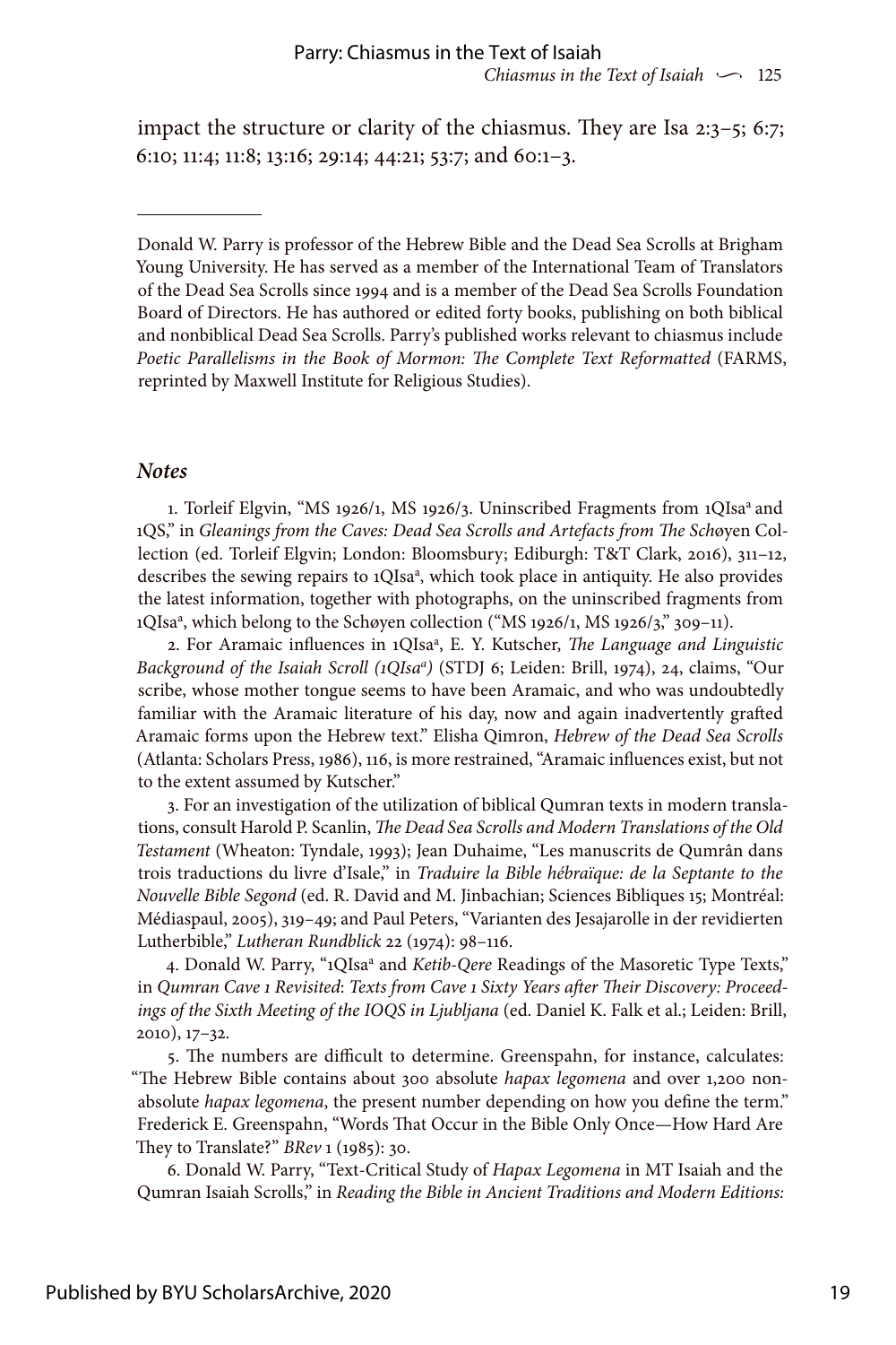impact the structure or clarity of the chiasmus. They are Isa 2:3–5; 6:7; 6:10; 11:4; 11:8; 13:16; 29:14; 44:21; 53:7; and 60:1–3.

---

Donald W. Parry is professor of the Hebrew Bible and the Dead Sea Scrolls at Brigham Young University. He has served as a member of the International Team of Translators of the Dead Sea Scrolls since 1994 and is a member of the Dead Sea Scrolls Foundation Board of Directors. He has authored or edited forty books, publishing on both biblical and nonbiblical Dead Sea Scrolls. Parry's published works relevant to chiasmus include *Poetic Parallelisms in the Book of Mormon: The Complete Text Reformatted* (FARMS, reprinted by Maxwell Institute for Religious Studies).

### *Notes*

1. Torleif Elgvin, "MS 1926/1, MS 1926/3. Uninscribed Fragments from 1QIsa[a] and 1QS," in *Gleanings from the Caves: Dead Sea Scrolls and Artefacts from The Sch*øyen Collection (ed. Torleif Elgvin; London: Bloomsbury; Ediburgh: T&T Clark, 2016), 311–12, describes the sewing repairs to 1QIsa[a], which took place in antiquity. He also provides the latest information, together with photographs, on the uninscribed fragments from 1QIsa[a], which belong to the Schøyen collection ("MS 1926/1, MS 1926/3," 309–11).

2. For Aramaic influences in 1QIsa[a], E. Y. Kutscher, *The Language and Linguistic Background of the Isaiah Scroll (1QIsa[a])* (STDJ 6; Leiden: Brill, 1974), 24, claims, "Our scribe, whose mother tongue seems to have been Aramaic, and who was undoubtedly familiar with the Aramaic literature of his day, now and again inadvertently grafted Aramaic forms upon the Hebrew text." Elisha Qimron, *Hebrew of the Dead Sea Scrolls* (Atlanta: Scholars Press, 1986), 116, is more restrained, "Aramaic influences exist, but not to the extent assumed by Kutscher."

3. For an investigation of the utilization of biblical Qumran texts in modern translations, consult Harold P. Scanlin, *The Dead Sea Scrolls and Modern Translations of the Old Testament* (Wheaton: Tyndale, 1993); Jean Duhaime, "Les manuscrits de Qumrân dans trois traductions du livre d'Isaïe," in *Traduire la Bible hébraïque: de la Septante to the Nouvelle Bible Segond* (ed. R. David and M. Jinbachian; Sciences Bibliques 15; Montréal: Médiaspaul, 2005), 319–49; and Paul Peters, "Varianten des Jesajarolle in der revidierten Lutherbible," *Lutheran Rundblick* 22 (1974): 98–116.

4. Donald W. Parry, "1QIsa[a] and *Ketib-Qere* Readings of the Masoretic Type Texts," in *Qumran Cave 1 Revisited*: *Texts from Cave 1 Sixty Years after Their Discovery: Proceedings of the Sixth Meeting of the IOQS in Ljubljana* (ed. Daniel K. Falk et al.; Leiden: Brill, 2010), 17–32.

5. The numbers are difficult to determine. Greenspahn, for instance, calculates: "The Hebrew Bible contains about 300 absolute *hapax legomena* and over 1,200 nonabsolute *hapax legomena*, the present number depending on how you define the term." Frederick E. Greenspahn, "Words That Occur in the Bible Only Once—How Hard Are They to Translate?" *BRev* 1 (1985): 30.

6. Donald W. Parry, "Text-Critical Study of *Hapax Legomena* in MT Isaiah and the Qumran Isaiah Scrolls," in *Reading the Bible in Ancient Traditions and Modern Editions:*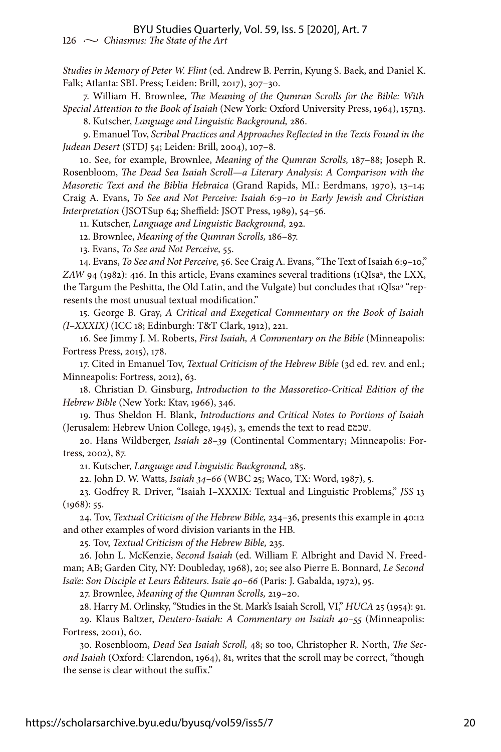*Studies in Memory of Peter W. Flint* (ed. Andrew B. Perrin, Kyung S. Baek, and Daniel K. Falk; Atlanta: SBL Press; Leiden: Brill, 2017), 307–30.

7. William H. Brownlee, *The Meaning of the Qumran Scrolls for the Bible: With Special Attention to the Book of Isaiah* (New York: Oxford University Press, 1964), 157n3.

8. Kutscher, *Language and Linguistic Background,* 286.

9. Emanuel Tov, *Scribal Practices and Approaches Reflected in the Texts Found in the Judean Desert* (STDJ 54; Leiden: Brill, 2004), 107–8.

10. See, for example, Brownlee, *Meaning of the Qumran Scrolls,* 187–88; Joseph R. Rosenbloom, *The Dead Sea Isaiah Scroll—a Literary Analysis*: *A Comparison with the Masoretic Text and the Biblia Hebraica* (Grand Rapids, MI.: Eerdmans, 1970), 13–14; Craig A. Evans, *To See and Not Perceive: Isaiah 6:9–10 in Early Jewish and Christian Interpretation* (JSOTSup 64; Sheffield: JSOT Press, 1989), 54–56.

11. Kutscher, *Language and Linguistic Background,* 292.

12. Brownlee, *Meaning of the Qumran Scrolls,* 186–87.

13. Evans, *To See and Not Perceive,* 55.

14. Evans, *To See and Not Perceive,* 56. See Craig A. Evans, "The Text of Isaiah 6:9–10," *ZAW* 94 (1982): 416. In this article, Evans examines several traditions (1QIsa[a], the LXX, the Targum the Peshitta, the Old Latin, and the Vulgate) but concludes that 1QIsa[a] "represents the most unusual textual modification."

15. George B. Gray, *A Critical and Exegetical Commentary on the Book of Isaiah (I–XXXIX)* (ICC 18; Edinburgh: T&T Clark, 1912), 221.

16. See Jimmy J. M. Roberts, *First Isaiah, A Commentary on the Bible* (Minneapolis: Fortress Press, 2015), 178.

17. Cited in Emanuel Tov, *Textual Criticism of the Hebrew Bible* (3d ed. rev. and enl.; Minneapolis: Fortress, 2012), 63.

18. Christian D. Ginsburg, *Introduction to the Massoretico-Critical Edition of the Hebrew Bible* (New York: Ktav, 1966), 346.

19. Thus Sheldon H. Blank, *Introductions and Critical Notes to Portions of Isaiah* (Jerusalem: Hebrew Union College, 1945), 3, emends the text to read שכמם.

20. Hans Wildberger, *Isaiah 28–39* (Continental Commentary; Minneapolis: Fortress, 2002), 87.

21. Kutscher, *Language and Linguistic Background,* 285.

22. John D. W. Watts, *Isaiah 34–66* (WBC 25; Waco, TX: Word, 1987), 5.

23. Godfrey R. Driver, "Isaiah I–XXXIX: Textual and Linguistic Problems," *JSS* 13 (1968): 55.

24. Tov, *Textual Criticism of the Hebrew Bible,* 234–36, presents this example in 40:12 and other examples of word division variants in the HB.

25. Tov, *Textual Criticism of the Hebrew Bible,* 235.

26. John L. McKenzie, *Second Isaiah* (ed. William F. Albright and David N. Freedman; AB; Garden City, NY: Doubleday, 1968), 20; see also Pierre E. Bonnard, *Le Second Isaïe: Son Disciple et Leurs Éditeurs. Isaïe 40–66* (Paris: J. Gabalda, 1972), 95.

27. Brownlee, *Meaning of the Qumran Scrolls,* 219–20.

28. Harry M. Orlinsky, "Studies in the St. Mark's Isaiah Scroll, VI," *HUCA* 25 (1954): 91.

29. Klaus Baltzer, *Deutero-Isaiah: A Commentary on Isaiah 40–55* (Minneapolis: Fortress, 2001), 60.

30. Rosenbloom, *Dead Sea Isaiah Scroll,* 48; so too, Christopher R. North, *The Second Isaiah* (Oxford: Clarendon, 1964), 81, writes that the scroll may be correct, "though the sense is clear without the suffix."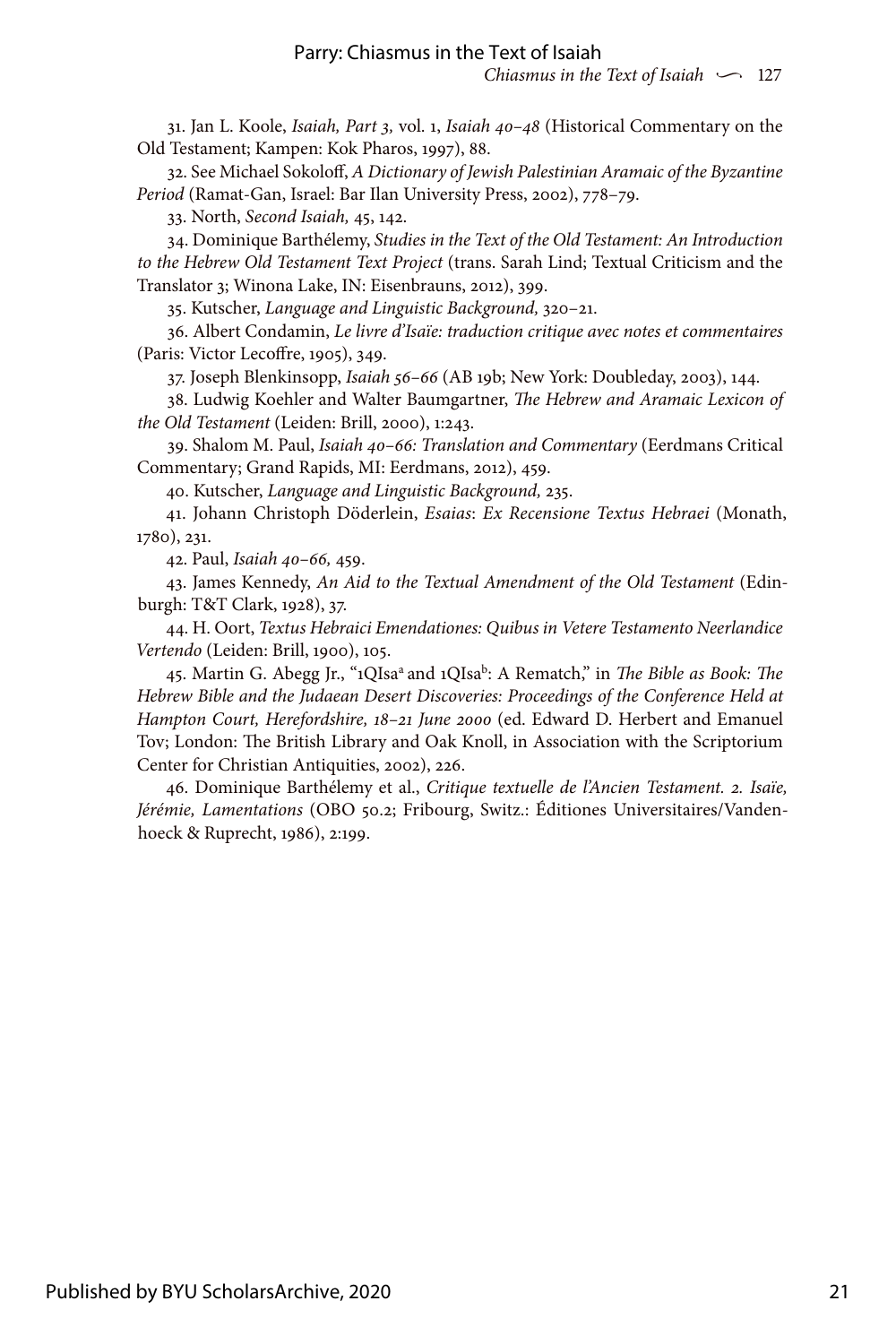31. Jan L. Koole, *Isaiah, Part 3,* vol. 1, *Isaiah 40–48* (Historical Commentary on the Old Testament; Kampen: Kok Pharos, 1997), 88.

32. See Michael Sokoloff, *A Dictionary of Jewish Palestinian Aramaic of the Byzantine Period* (Ramat-Gan, Israel: Bar Ilan University Press, 2002), 778–79.

33. North, *Second Isaiah,* 45, 142.

34. Dominique Barthélemy, *Studies in the Text of the Old Testament: An Introduction to the Hebrew Old Testament Text Project* (trans. Sarah Lind; Textual Criticism and the Translator 3; Winona Lake, IN: Eisenbrauns, 2012), 399.

35. Kutscher, *Language and Linguistic Background,* 320–21.

36. Albert Condamin, *Le livre d'Isaïe: traduction critique avec notes et commentaires* (Paris: Victor Lecoffre, 1905), 349.

37. Joseph Blenkinsopp, *Isaiah 56–66* (AB 19b; New York: Doubleday, 2003), 144.

38. Ludwig Koehler and Walter Baumgartner, *The Hebrew and Aramaic Lexicon of the Old Testament* (Leiden: Brill, 2000), 1:243.

39. Shalom M. Paul, *Isaiah 40–66: Translation and Commentary* (Eerdmans Critical Commentary; Grand Rapids, MI: Eerdmans, 2012), 459.

40. Kutscher, *Language and Linguistic Background,* 235.

41. Johann Christoph Döderlein, *Esaias*: *Ex Recensione Textus Hebraei* (Monath, 1780), 231.

42. Paul, *Isaiah 40–66,* 459.

43. James Kennedy, *An Aid to the Textual Amendment of the Old Testament* (Edinburgh: T&T Clark, 1928), 37.

44. H. Oort, *Textus Hebraici Emendationes: Quibus in Vetere Testamento Neerlandice Vertendo* (Leiden: Brill, 1900), 105.

45. Martin G. Abegg Jr., "1QIsa[a] and 1QIsa[b]: A Rematch," in *The Bible as Book: The Hebrew Bible and the Judaean Desert Discoveries: Proceedings of the Conference Held at Hampton Court, Herefordshire, 18–21 June 2000* (ed. Edward D. Herbert and Emanuel Tov; London: The British Library and Oak Knoll, in Association with the Scriptorium Center for Christian Antiquities, 2002), 226.

46. Dominique Barthélemy et al., *Critique textuelle de l'Ancien Testament. 2. Isaïe, Jérémie, Lamentations* (OBO 50.2; Fribourg, Switz.: Éditiones Universitaires/Vandenhoeck & Ruprecht, 1986), 2:199.